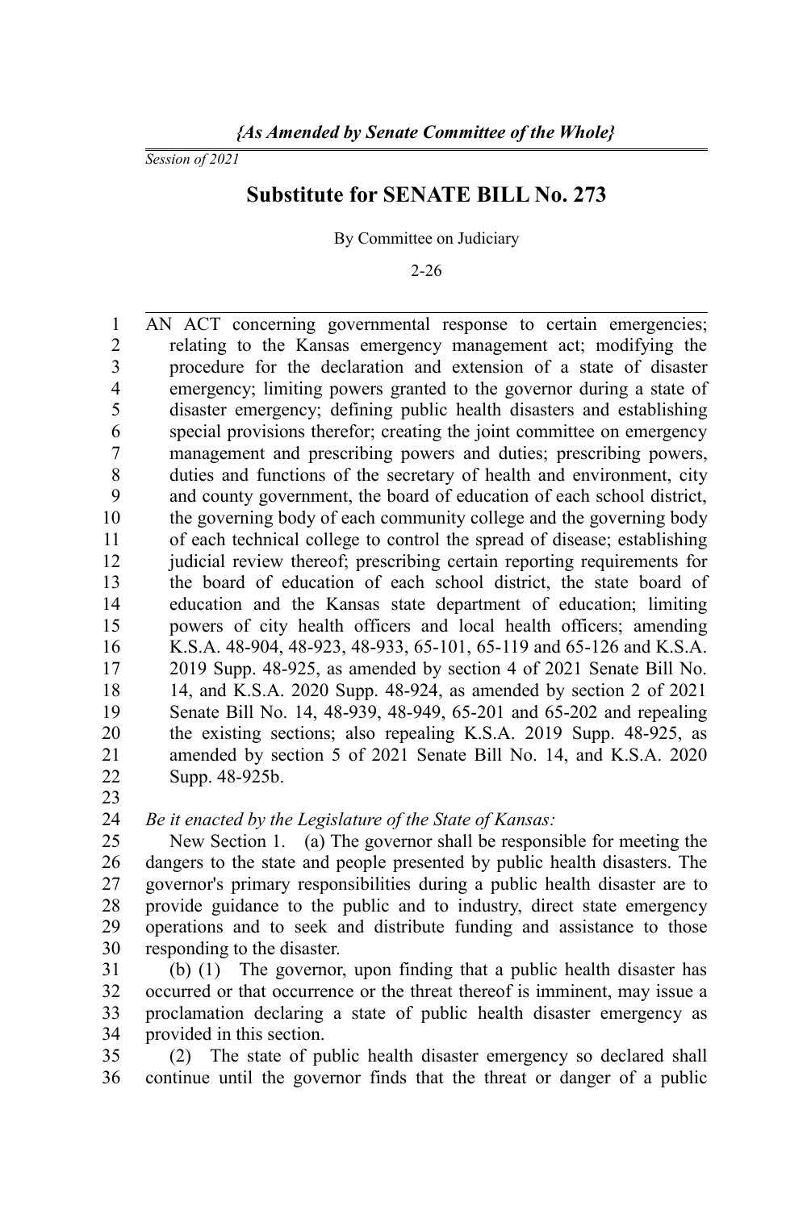*{As Amended by Senate Committee of the Whole}*

*Session of 2021*

# Substitute for SENATE BILL No. 273

By Committee on Judiciary

2-26

AN ACT concerning governmental response to certain emergencies; relating to the Kansas emergency management act; modifying the procedure for the declaration and extension of a state of disaster emergency; limiting powers granted to the governor during a state of disaster emergency; defining public health disasters and establishing special provisions therefor; creating the joint committee on emergency management and prescribing powers and duties; prescribing powers, duties and functions of the secretary of health and environment, city and county government, the board of education of each school district, the governing body of each community college and the governing body of each technical college to control the spread of disease; establishing judicial review thereof; prescribing certain reporting requirements for the board of education of each school district, the state board of education and the Kansas state department of education; limiting powers of city health officers and local health officers; amending K.S.A. 48-904, 48-923, 48-933, 65-101, 65-119 and 65-126 and K.S.A. 2019 Supp. 48-925, as amended by section 4 of 2021 Senate Bill No. 14, and K.S.A. 2020 Supp. 48-924, as amended by section 2 of 2021 Senate Bill No. 14, 48-939, 48-949, 65-201 and 65-202 and repealing the existing sections; also repealing K.S.A. 2019 Supp. 48-925, as amended by section 5 of 2021 Senate Bill No. 14, and K.S.A. 2020 Supp. 48-925b.

*Be it enacted by the Legislature of the State of Kansas:*

New Section 1. (a) The governor shall be responsible for meeting the dangers to the state and people presented by public health disasters. The governor's primary responsibilities during a public health disaster are to provide guidance to the public and to industry, direct state emergency operations and to seek and distribute funding and assistance to those responding to the disaster.

(b) (1) The governor, upon finding that a public health disaster has occurred or that occurrence or the threat thereof is imminent, may issue a proclamation declaring a state of public health disaster emergency as provided in this section.

(2) The state of public health disaster emergency so declared shall continue until the governor finds that the threat or danger of a public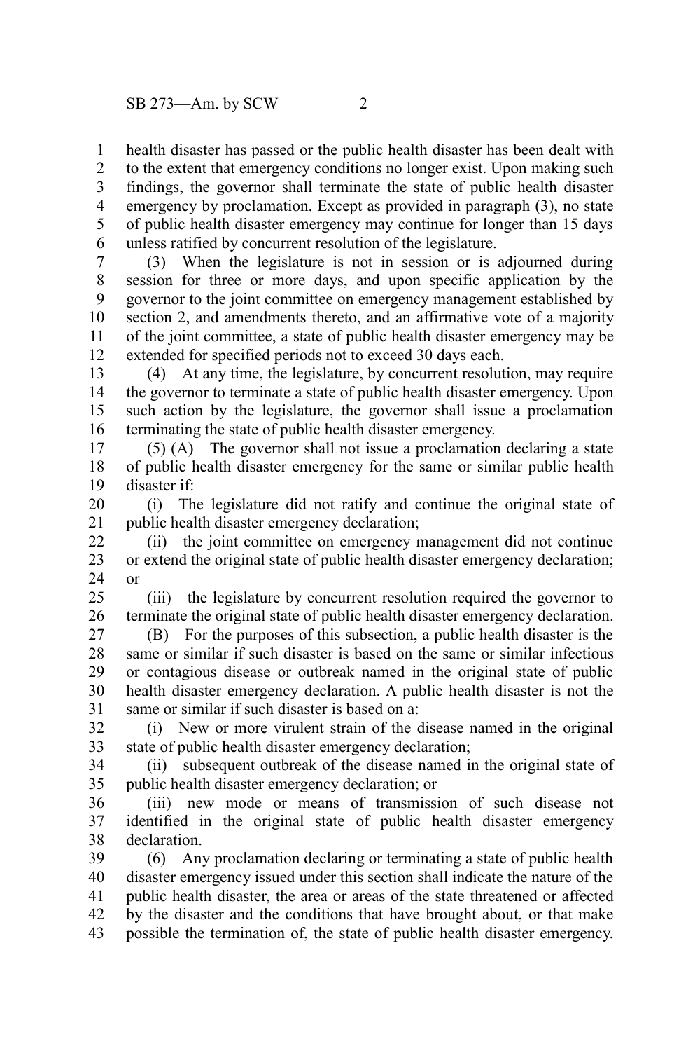health disaster has passed or the public health disaster has been dealt with to the extent that emergency conditions no longer exist. Upon making such findings, the governor shall terminate the state of public health disaster emergency by proclamation. Except as provided in paragraph (3), no state of public health disaster emergency may continue for longer than 15 days unless ratified by concurrent resolution of the legislature.

(3) When the legislature is not in session or is adjourned during session for three or more days, and upon specific application by the governor to the joint committee on emergency management established by section 2, and amendments thereto, and an affirmative vote of a majority of the joint committee, a state of public health disaster emergency may be extended for specified periods not to exceed 30 days each.

(4) At any time, the legislature, by concurrent resolution, may require the governor to terminate a state of public health disaster emergency. Upon such action by the legislature, the governor shall issue a proclamation terminating the state of public health disaster emergency.

(5) (A) The governor shall not issue a proclamation declaring a state of public health disaster emergency for the same or similar public health disaster if:

(i) The legislature did not ratify and continue the original state of public health disaster emergency declaration;

(ii) the joint committee on emergency management did not continue or extend the original state of public health disaster emergency declaration; or

(iii) the legislature by concurrent resolution required the governor to terminate the original state of public health disaster emergency declaration.

(B) For the purposes of this subsection, a public health disaster is the same or similar if such disaster is based on the same or similar infectious or contagious disease or outbreak named in the original state of public health disaster emergency declaration. A public health disaster is not the same or similar if such disaster is based on a:

(i) New or more virulent strain of the disease named in the original state of public health disaster emergency declaration;

(ii) subsequent outbreak of the disease named in the original state of public health disaster emergency declaration; or

(iii) new mode or means of transmission of such disease not identified in the original state of public health disaster emergency declaration.

(6) Any proclamation declaring or terminating a state of public health disaster emergency issued under this section shall indicate the nature of the public health disaster, the area or areas of the state threatened or affected by the disaster and the conditions that have brought about, or that make possible the termination of, the state of public health disaster emergency.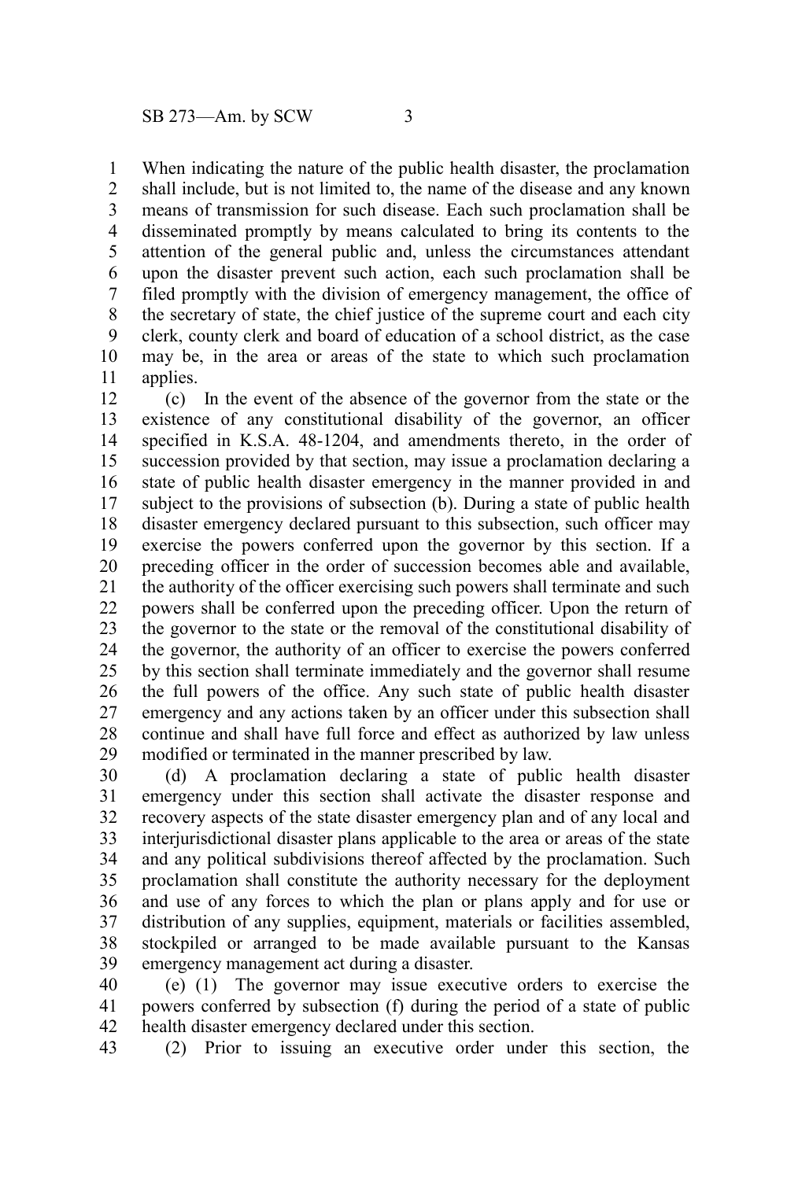When indicating the nature of the public health disaster, the proclamation shall include, but is not limited to, the name of the disease and any known means of transmission for such disease. Each such proclamation shall be disseminated promptly by means calculated to bring its contents to the attention of the general public and, unless the circumstances attendant upon the disaster prevent such action, each such proclamation shall be filed promptly with the division of emergency management, the office of the secretary of state, the chief justice of the supreme court and each city clerk, county clerk and board of education of a school district, as the case may be, in the area or areas of the state to which such proclamation applies.

(c) In the event of the absence of the governor from the state or the existence of any constitutional disability of the governor, an officer specified in K.S.A. 48-1204, and amendments thereto, in the order of succession provided by that section, may issue a proclamation declaring a state of public health disaster emergency in the manner provided in and subject to the provisions of subsection (b). During a state of public health disaster emergency declared pursuant to this subsection, such officer may exercise the powers conferred upon the governor by this section. If a preceding officer in the order of succession becomes able and available, the authority of the officer exercising such powers shall terminate and such powers shall be conferred upon the preceding officer. Upon the return of the governor to the state or the removal of the constitutional disability of the governor, the authority of an officer to exercise the powers conferred by this section shall terminate immediately and the governor shall resume the full powers of the office. Any such state of public health disaster emergency and any actions taken by an officer under this subsection shall continue and shall have full force and effect as authorized by law unless modified or terminated in the manner prescribed by law.

(d) A proclamation declaring a state of public health disaster emergency under this section shall activate the disaster response and recovery aspects of the state disaster emergency plan and of any local and interjurisdictional disaster plans applicable to the area or areas of the state and any political subdivisions thereof affected by the proclamation. Such proclamation shall constitute the authority necessary for the deployment and use of any forces to which the plan or plans apply and for use or distribution of any supplies, equipment, materials or facilities assembled, stockpiled or arranged to be made available pursuant to the Kansas emergency management act during a disaster.

(e) (1) The governor may issue executive orders to exercise the powers conferred by subsection (f) during the period of a state of public health disaster emergency declared under this section.

(2) Prior to issuing an executive order under this section, the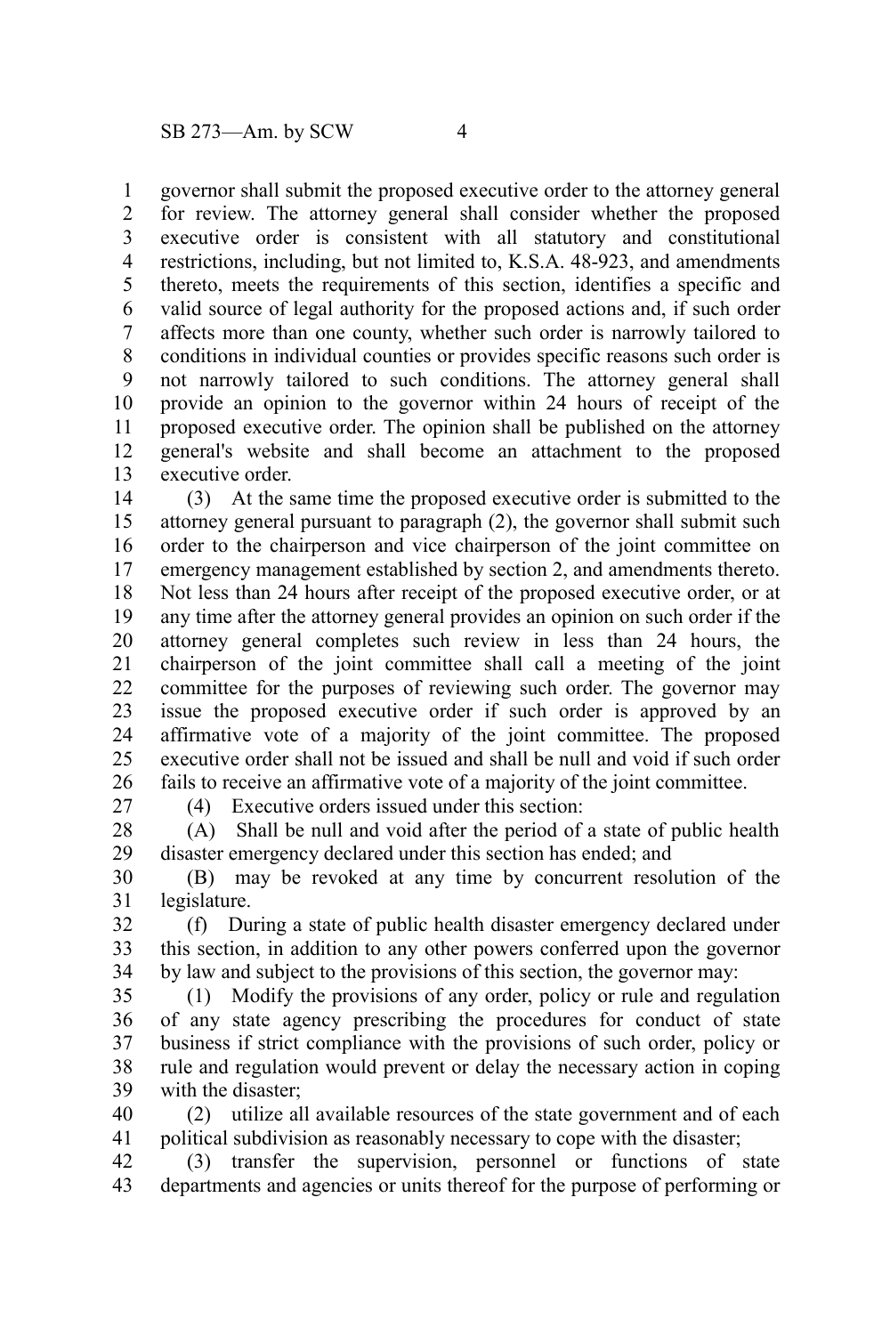governor shall submit the proposed executive order to the attorney general for review. The attorney general shall consider whether the proposed executive order is consistent with all statutory and constitutional restrictions, including, but not limited to, K.S.A. 48-923, and amendments thereto, meets the requirements of this section, identifies a specific and valid source of legal authority for the proposed actions and, if such order affects more than one county, whether such order is narrowly tailored to conditions in individual counties or provides specific reasons such order is not narrowly tailored to such conditions. The attorney general shall provide an opinion to the governor within 24 hours of receipt of the proposed executive order. The opinion shall be published on the attorney general's website and shall become an attachment to the proposed executive order.

(3) At the same time the proposed executive order is submitted to the attorney general pursuant to paragraph (2), the governor shall submit such order to the chairperson and vice chairperson of the joint committee on emergency management established by section 2, and amendments thereto. Not less than 24 hours after receipt of the proposed executive order, or at any time after the attorney general provides an opinion on such order if the attorney general completes such review in less than 24 hours, the chairperson of the joint committee shall call a meeting of the joint committee for the purposes of reviewing such order. The governor may issue the proposed executive order if such order is approved by an affirmative vote of a majority of the joint committee. The proposed executive order shall not be issued and shall be null and void if such order fails to receive an affirmative vote of a majority of the joint committee.

(4) Executive orders issued under this section:

(A) Shall be null and void after the period of a state of public health disaster emergency declared under this section has ended; and

(B) may be revoked at any time by concurrent resolution of the legislature.

(f) During a state of public health disaster emergency declared under this section, in addition to any other powers conferred upon the governor by law and subject to the provisions of this section, the governor may:

(1) Modify the provisions of any order, policy or rule and regulation of any state agency prescribing the procedures for conduct of state business if strict compliance with the provisions of such order, policy or rule and regulation would prevent or delay the necessary action in coping with the disaster;

(2) utilize all available resources of the state government and of each political subdivision as reasonably necessary to cope with the disaster;

(3) transfer the supervision, personnel or functions of state departments and agencies or units thereof for the purpose of performing or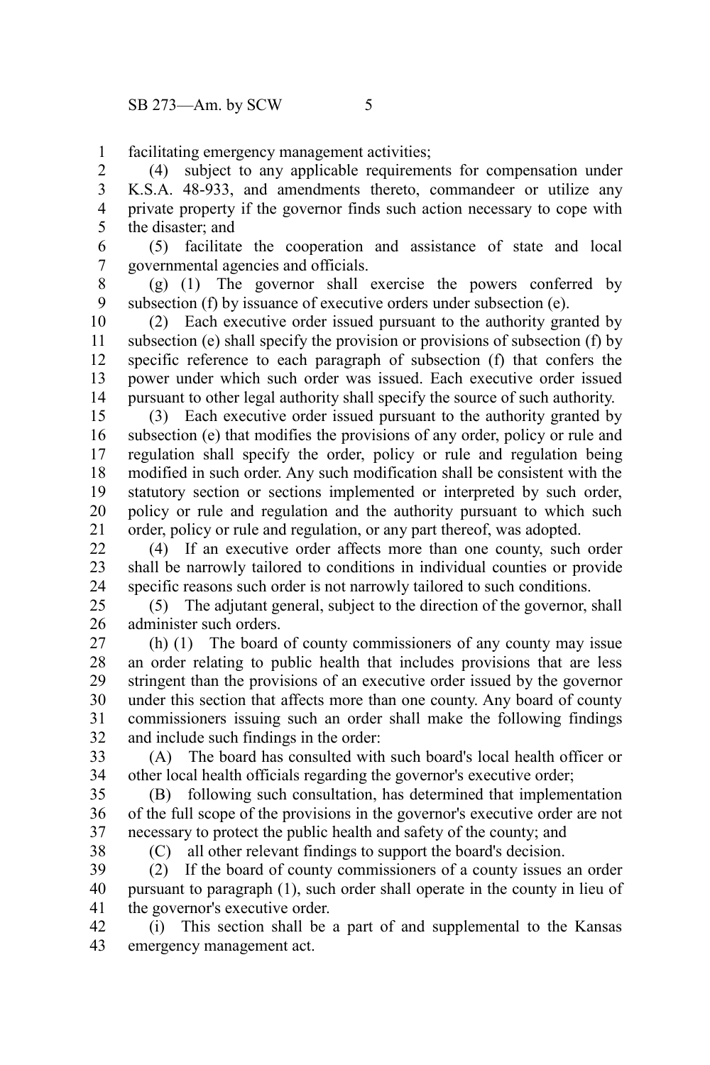facilitating emergency management activities;

(4) subject to any applicable requirements for compensation under K.S.A. 48-933, and amendments thereto, commandeer or utilize any private property if the governor finds such action necessary to cope with the disaster; and

(5) facilitate the cooperation and assistance of state and local governmental agencies and officials.

(g) (1) The governor shall exercise the powers conferred by subsection (f) by issuance of executive orders under subsection (e).

(2) Each executive order issued pursuant to the authority granted by subsection (e) shall specify the provision or provisions of subsection (f) by specific reference to each paragraph of subsection (f) that confers the power under which such order was issued. Each executive order issued pursuant to other legal authority shall specify the source of such authority.

(3) Each executive order issued pursuant to the authority granted by subsection (e) that modifies the provisions of any order, policy or rule and regulation shall specify the order, policy or rule and regulation being modified in such order. Any such modification shall be consistent with the statutory section or sections implemented or interpreted by such order, policy or rule and regulation and the authority pursuant to which such order, policy or rule and regulation, or any part thereof, was adopted.

(4) If an executive order affects more than one county, such order shall be narrowly tailored to conditions in individual counties or provide specific reasons such order is not narrowly tailored to such conditions.

(5) The adjutant general, subject to the direction of the governor, shall administer such orders.

(h) (1) The board of county commissioners of any county may issue an order relating to public health that includes provisions that are less stringent than the provisions of an executive order issued by the governor under this section that affects more than one county. Any board of county commissioners issuing such an order shall make the following findings and include such findings in the order:

(A) The board has consulted with such board's local health officer or other local health officials regarding the governor's executive order;

(B) following such consultation, has determined that implementation of the full scope of the provisions in the governor's executive order are not necessary to protect the public health and safety of the county; and

(C) all other relevant findings to support the board's decision.

(2) If the board of county commissioners of a county issues an order pursuant to paragraph (1), such order shall operate in the county in lieu of the governor's executive order.

(i) This section shall be a part of and supplemental to the Kansas emergency management act.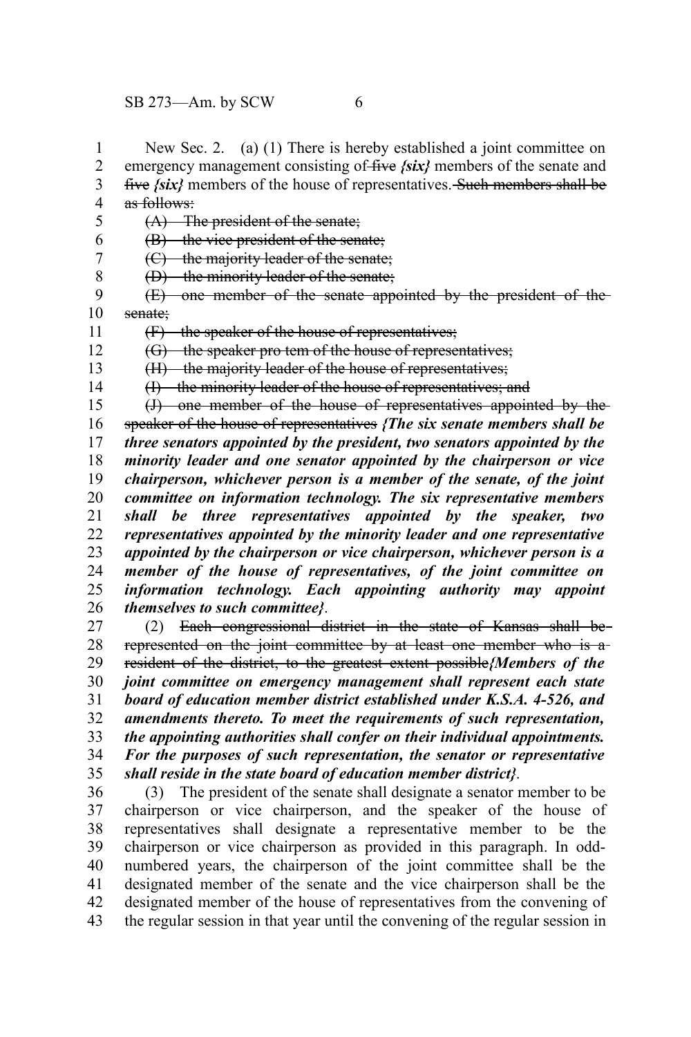New Sec. 2. (a) (1) There is hereby established a joint committee on emergency management consisting of ~~five~~ ***{six}*** members of the senate and ~~five~~ ***{six}*** members of the house of representatives. ~~Such members shall be as follows:~~

~~(A) The president of the senate;~~

~~(B) the vice president of the senate;~~

~~(C) the majority leader of the senate;~~

~~(D) the minority leader of the senate;~~

~~(E) one member of the senate appointed by the president of the senate;~~

~~(F) the speaker of the house of representatives;~~

~~(G) the speaker pro tem of the house of representatives;~~

~~(H) the majority leader of the house of representatives;~~

~~(I) the minority leader of the house of representatives; and~~

~~(J) one member of the house of representatives appointed by the speaker of the house of representatives~~ ***{The six senate members shall be three senators appointed by the president, two senators appointed by the minority leader and one senator appointed by the chairperson or vice chairperson, whichever person is a member of the senate, of the joint committee on information technology. The six representative members shall be three representatives appointed by the speaker, two representatives appointed by the minority leader and one representative appointed by the chairperson or vice chairperson, whichever person is a member of the house of representatives, of the joint committee on information technology. Each appointing authority may appoint themselves to such committee}***.

(2) ~~Each congressional district in the state of Kansas shall be represented on the joint committee by at least one member who is a resident of the district, to the greatest extent possible~~***{Members of the joint committee on emergency management shall represent each state board of education member district established under K.S.A. 4-526, and amendments thereto. To meet the requirements of such representation, the appointing authorities shall confer on their individual appointments. For the purposes of such representation, the senator or representative shall reside in the state board of education member district}***.

(3) The president of the senate shall designate a senator member to be chairperson or vice chairperson, and the speaker of the house of representatives shall designate a representative member to be the chairperson or vice chairperson as provided in this paragraph. In odd-numbered years, the chairperson of the joint committee shall be the designated member of the senate and the vice chairperson shall be the designated member of the house of representatives from the convening of the regular session in that year until the convening of the regular session in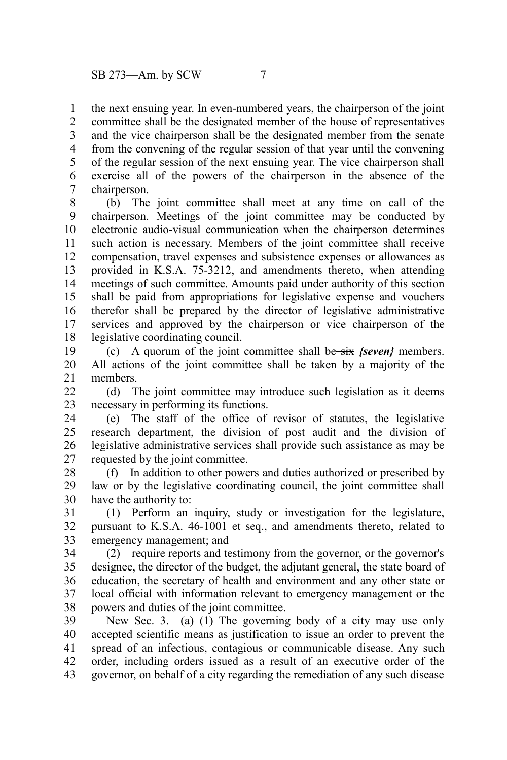the next ensuing year. In even-numbered years, the chairperson of the joint committee shall be the designated member of the house of representatives and the vice chairperson shall be the designated member from the senate from the convening of the regular session of that year until the convening of the regular session of the next ensuing year. The vice chairperson shall exercise all of the powers of the chairperson in the absence of the chairperson.

(b) The joint committee shall meet at any time on call of the chairperson. Meetings of the joint committee may be conducted by electronic audio-visual communication when the chairperson determines such action is necessary. Members of the joint committee shall receive compensation, travel expenses and subsistence expenses or allowances as provided in K.S.A. 75-3212, and amendments thereto, when attending meetings of such committee. Amounts paid under authority of this section shall be paid from appropriations for legislative expense and vouchers therefor shall be prepared by the director of legislative administrative services and approved by the chairperson or vice chairperson of the legislative coordinating council.

(c) A quorum of the joint committee shall be ~~six~~ ***{seven}*** members. All actions of the joint committee shall be taken by a majority of the members.

(d) The joint committee may introduce such legislation as it deems necessary in performing its functions.

(e) The staff of the office of revisor of statutes, the legislative research department, the division of post audit and the division of legislative administrative services shall provide such assistance as may be requested by the joint committee.

(f) In addition to other powers and duties authorized or prescribed by law or by the legislative coordinating council, the joint committee shall have the authority to:

(1) Perform an inquiry, study or investigation for the legislature, pursuant to K.S.A. 46-1001 et seq., and amendments thereto, related to emergency management; and

(2) require reports and testimony from the governor, or the governor's designee, the director of the budget, the adjutant general, the state board of education, the secretary of health and environment and any other state or local official with information relevant to emergency management or the powers and duties of the joint committee.

New Sec. 3. (a) (1) The governing body of a city may use only accepted scientific means as justification to issue an order to prevent the spread of an infectious, contagious or communicable disease. Any such order, including orders issued as a result of an executive order of the governor, on behalf of a city regarding the remediation of any such disease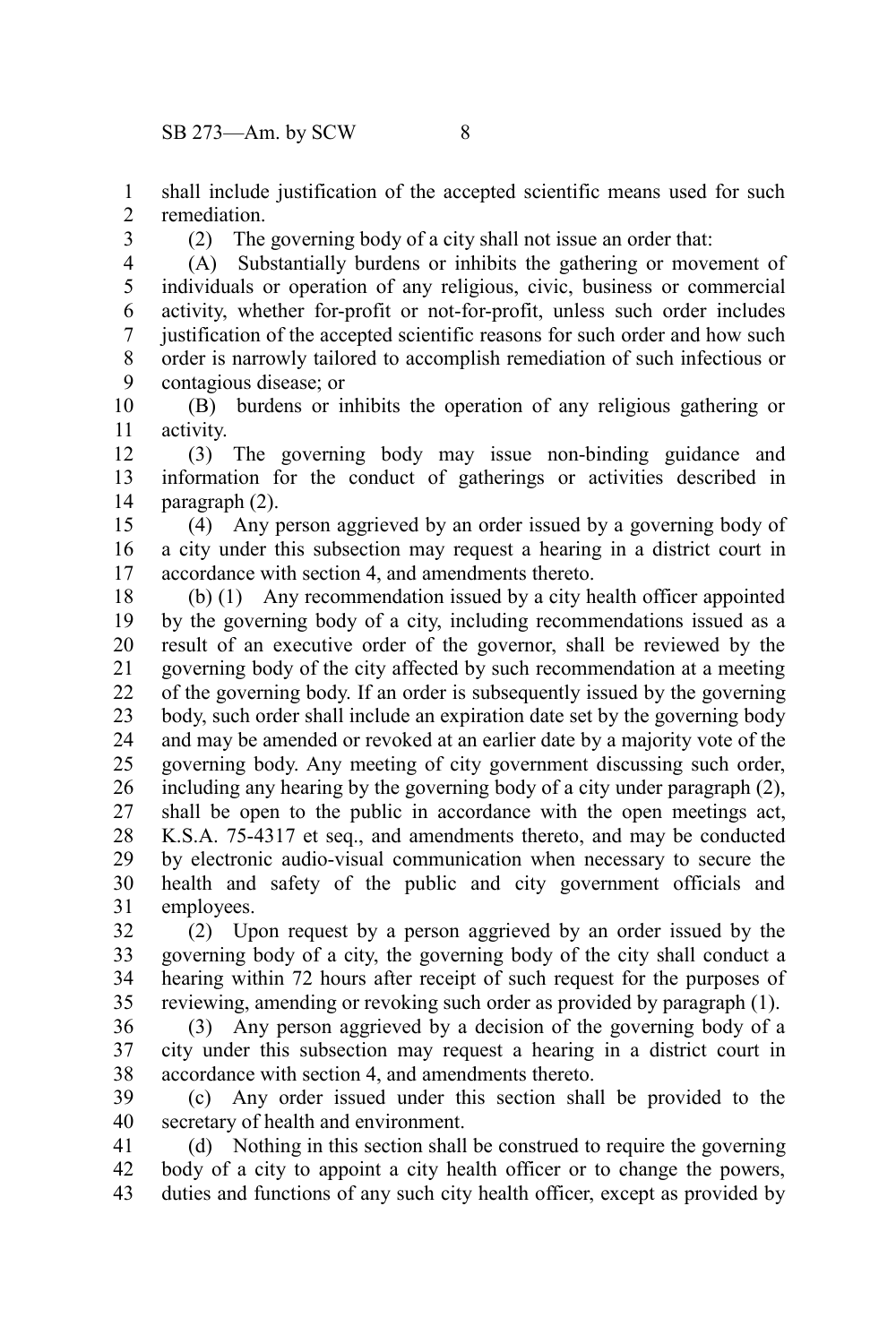shall include justification of the accepted scientific means used for such remediation.

(2) The governing body of a city shall not issue an order that:

(A) Substantially burdens or inhibits the gathering or movement of individuals or operation of any religious, civic, business or commercial activity, whether for-profit or not-for-profit, unless such order includes justification of the accepted scientific reasons for such order and how such order is narrowly tailored to accomplish remediation of such infectious or contagious disease; or

(B) burdens or inhibits the operation of any religious gathering or activity.

(3) The governing body may issue non-binding guidance and information for the conduct of gatherings or activities described in paragraph (2).

(4) Any person aggrieved by an order issued by a governing body of a city under this subsection may request a hearing in a district court in accordance with section 4, and amendments thereto.

(b) (1) Any recommendation issued by a city health officer appointed by the governing body of a city, including recommendations issued as a result of an executive order of the governor, shall be reviewed by the governing body of the city affected by such recommendation at a meeting of the governing body. If an order is subsequently issued by the governing body, such order shall include an expiration date set by the governing body and may be amended or revoked at an earlier date by a majority vote of the governing body. Any meeting of city government discussing such order, including any hearing by the governing body of a city under paragraph (2), shall be open to the public in accordance with the open meetings act, K.S.A. 75-4317 et seq., and amendments thereto, and may be conducted by electronic audio-visual communication when necessary to secure the health and safety of the public and city government officials and employees.

(2) Upon request by a person aggrieved by an order issued by the governing body of a city, the governing body of the city shall conduct a hearing within 72 hours after receipt of such request for the purposes of reviewing, amending or revoking such order as provided by paragraph (1).

(3) Any person aggrieved by a decision of the governing body of a city under this subsection may request a hearing in a district court in accordance with section 4, and amendments thereto.

(c) Any order issued under this section shall be provided to the secretary of health and environment.

(d) Nothing in this section shall be construed to require the governing body of a city to appoint a city health officer or to change the powers, duties and functions of any such city health officer, except as provided by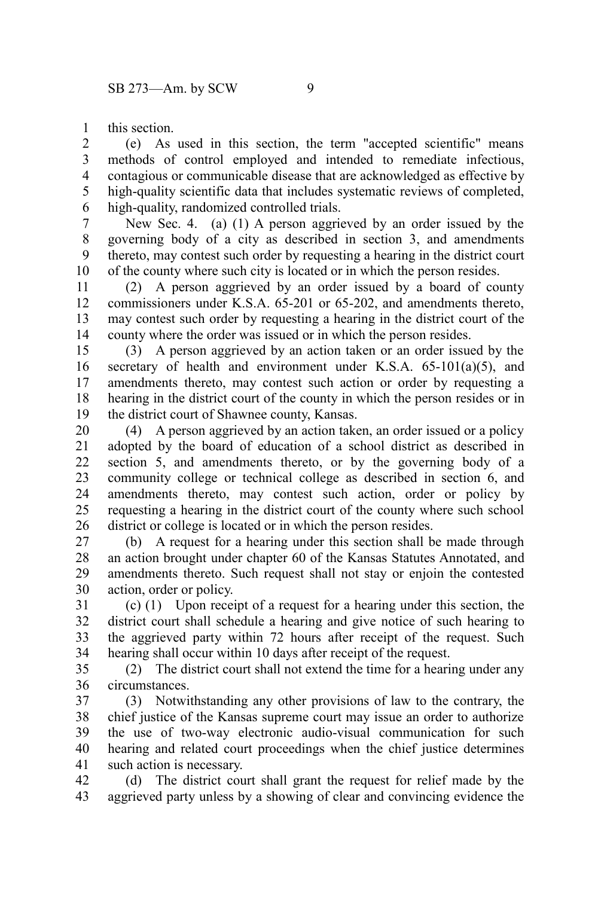this section.

(e) As used in this section, the term "accepted scientific" means methods of control employed and intended to remediate infectious, contagious or communicable disease that are acknowledged as effective by high-quality scientific data that includes systematic reviews of completed, high-quality, randomized controlled trials.

New Sec. 4. (a) (1) A person aggrieved by an order issued by the governing body of a city as described in section 3, and amendments thereto, may contest such order by requesting a hearing in the district court of the county where such city is located or in which the person resides.

(2) A person aggrieved by an order issued by a board of county commissioners under K.S.A. 65-201 or 65-202, and amendments thereto, may contest such order by requesting a hearing in the district court of the county where the order was issued or in which the person resides.

(3) A person aggrieved by an action taken or an order issued by the secretary of health and environment under K.S.A. 65-101(a)(5), and amendments thereto, may contest such action or order by requesting a hearing in the district court of the county in which the person resides or in the district court of Shawnee county, Kansas.

(4) A person aggrieved by an action taken, an order issued or a policy adopted by the board of education of a school district as described in section 5, and amendments thereto, or by the governing body of a community college or technical college as described in section 6, and amendments thereto, may contest such action, order or policy by requesting a hearing in the district court of the county where such school district or college is located or in which the person resides.

(b) A request for a hearing under this section shall be made through an action brought under chapter 60 of the Kansas Statutes Annotated, and amendments thereto. Such request shall not stay or enjoin the contested action, order or policy.

(c) (1) Upon receipt of a request for a hearing under this section, the district court shall schedule a hearing and give notice of such hearing to the aggrieved party within 72 hours after receipt of the request. Such hearing shall occur within 10 days after receipt of the request.

(2) The district court shall not extend the time for a hearing under any circumstances.

(3) Notwithstanding any other provisions of law to the contrary, the chief justice of the Kansas supreme court may issue an order to authorize the use of two-way electronic audio-visual communication for such hearing and related court proceedings when the chief justice determines such action is necessary.

(d) The district court shall grant the request for relief made by the aggrieved party unless by a showing of clear and convincing evidence the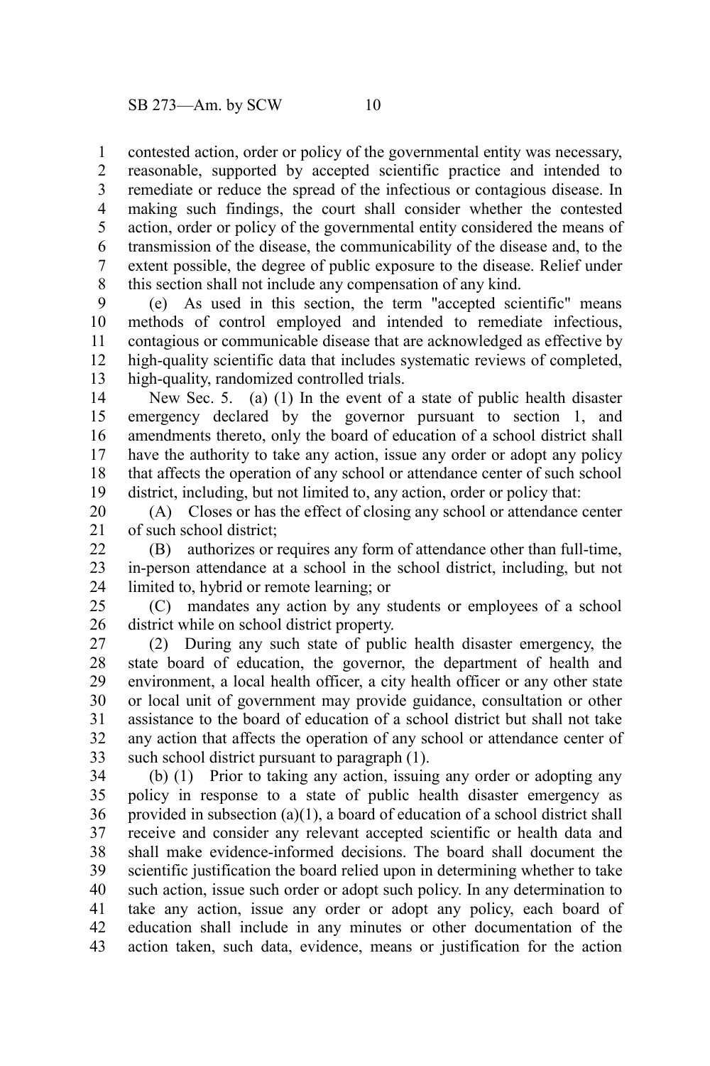contested action, order or policy of the governmental entity was necessary, reasonable, supported by accepted scientific practice and intended to remediate or reduce the spread of the infectious or contagious disease. In making such findings, the court shall consider whether the contested action, order or policy of the governmental entity considered the means of transmission of the disease, the communicability of the disease and, to the extent possible, the degree of public exposure to the disease. Relief under this section shall not include any compensation of any kind.

(e) As used in this section, the term "accepted scientific" means methods of control employed and intended to remediate infectious, contagious or communicable disease that are acknowledged as effective by high-quality scientific data that includes systematic reviews of completed, high-quality, randomized controlled trials.

New Sec. 5. (a) (1) In the event of a state of public health disaster emergency declared by the governor pursuant to section 1, and amendments thereto, only the board of education of a school district shall have the authority to take any action, issue any order or adopt any policy that affects the operation of any school or attendance center of such school district, including, but not limited to, any action, order or policy that:

(A) Closes or has the effect of closing any school or attendance center of such school district;

(B) authorizes or requires any form of attendance other than full-time, in-person attendance at a school in the school district, including, but not limited to, hybrid or remote learning; or

(C) mandates any action by any students or employees of a school district while on school district property.

(2) During any such state of public health disaster emergency, the state board of education, the governor, the department of health and environment, a local health officer, a city health officer or any other state or local unit of government may provide guidance, consultation or other assistance to the board of education of a school district but shall not take any action that affects the operation of any school or attendance center of such school district pursuant to paragraph (1).

(b) (1) Prior to taking any action, issuing any order or adopting any policy in response to a state of public health disaster emergency as provided in subsection (a)(1), a board of education of a school district shall receive and consider any relevant accepted scientific or health data and shall make evidence-informed decisions. The board shall document the scientific justification the board relied upon in determining whether to take such action, issue such order or adopt such policy. In any determination to take any action, issue any order or adopt any policy, each board of education shall include in any minutes or other documentation of the action taken, such data, evidence, means or justification for the action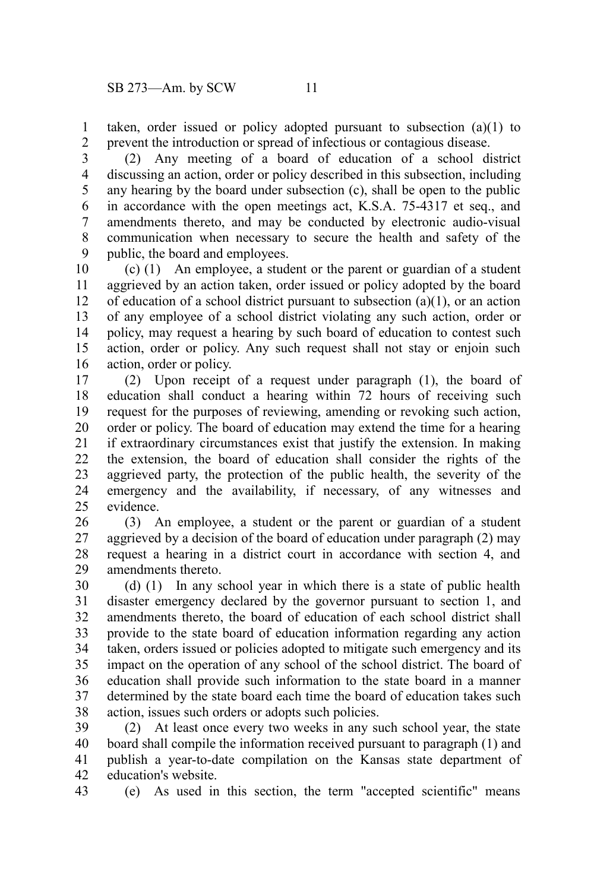taken, order issued or policy adopted pursuant to subsection (a)(1) to prevent the introduction or spread of infectious or contagious disease.

(2) Any meeting of a board of education of a school district discussing an action, order or policy described in this subsection, including any hearing by the board under subsection (c), shall be open to the public in accordance with the open meetings act, K.S.A. 75-4317 et seq., and amendments thereto, and may be conducted by electronic audio-visual communication when necessary to secure the health and safety of the public, the board and employees.

(c) (1) An employee, a student or the parent or guardian of a student aggrieved by an action taken, order issued or policy adopted by the board of education of a school district pursuant to subsection (a)(1), or an action of any employee of a school district violating any such action, order or policy, may request a hearing by such board of education to contest such action, order or policy. Any such request shall not stay or enjoin such action, order or policy.

(2) Upon receipt of a request under paragraph (1), the board of education shall conduct a hearing within 72 hours of receiving such request for the purposes of reviewing, amending or revoking such action, order or policy. The board of education may extend the time for a hearing if extraordinary circumstances exist that justify the extension. In making the extension, the board of education shall consider the rights of the aggrieved party, the protection of the public health, the severity of the emergency and the availability, if necessary, of any witnesses and evidence.

(3) An employee, a student or the parent or guardian of a student aggrieved by a decision of the board of education under paragraph (2) may request a hearing in a district court in accordance with section 4, and amendments thereto.

(d) (1) In any school year in which there is a state of public health disaster emergency declared by the governor pursuant to section 1, and amendments thereto, the board of education of each school district shall provide to the state board of education information regarding any action taken, orders issued or policies adopted to mitigate such emergency and its impact on the operation of any school of the school district. The board of education shall provide such information to the state board in a manner determined by the state board each time the board of education takes such action, issues such orders or adopts such policies.

(2) At least once every two weeks in any such school year, the state board shall compile the information received pursuant to paragraph (1) and publish a year-to-date compilation on the Kansas state department of education's website.

(e) As used in this section, the term "accepted scientific" means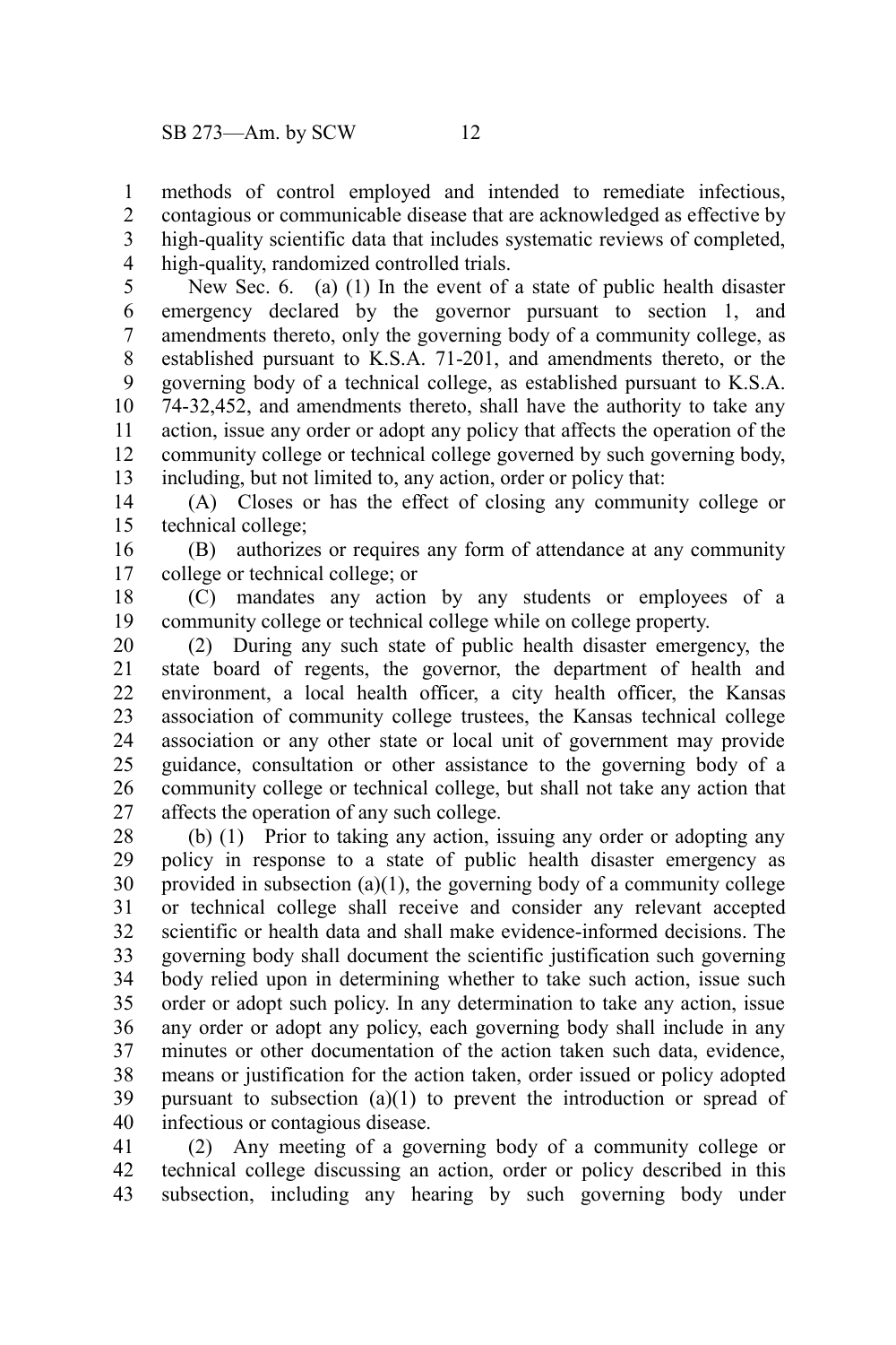methods of control employed and intended to remediate infectious, contagious or communicable disease that are acknowledged as effective by high-quality scientific data that includes systematic reviews of completed, high-quality, randomized controlled trials.

New Sec. 6. (a) (1) In the event of a state of public health disaster emergency declared by the governor pursuant to section 1, and amendments thereto, only the governing body of a community college, as established pursuant to K.S.A. 71-201, and amendments thereto, or the governing body of a technical college, as established pursuant to K.S.A. 74-32,452, and amendments thereto, shall have the authority to take any action, issue any order or adopt any policy that affects the operation of the community college or technical college governed by such governing body, including, but not limited to, any action, order or policy that:

(A) Closes or has the effect of closing any community college or technical college;

(B) authorizes or requires any form of attendance at any community college or technical college; or

(C) mandates any action by any students or employees of a community college or technical college while on college property.

(2) During any such state of public health disaster emergency, the state board of regents, the governor, the department of health and environment, a local health officer, a city health officer, the Kansas association of community college trustees, the Kansas technical college association or any other state or local unit of government may provide guidance, consultation or other assistance to the governing body of a community college or technical college, but shall not take any action that affects the operation of any such college.

(b) (1) Prior to taking any action, issuing any order or adopting any policy in response to a state of public health disaster emergency as provided in subsection (a)(1), the governing body of a community college or technical college shall receive and consider any relevant accepted scientific or health data and shall make evidence-informed decisions. The governing body shall document the scientific justification such governing body relied upon in determining whether to take such action, issue such order or adopt such policy. In any determination to take any action, issue any order or adopt any policy, each governing body shall include in any minutes or other documentation of the action taken such data, evidence, means or justification for the action taken, order issued or policy adopted pursuant to subsection (a)(1) to prevent the introduction or spread of infectious or contagious disease.

(2) Any meeting of a governing body of a community college or technical college discussing an action, order or policy described in this subsection, including any hearing by such governing body under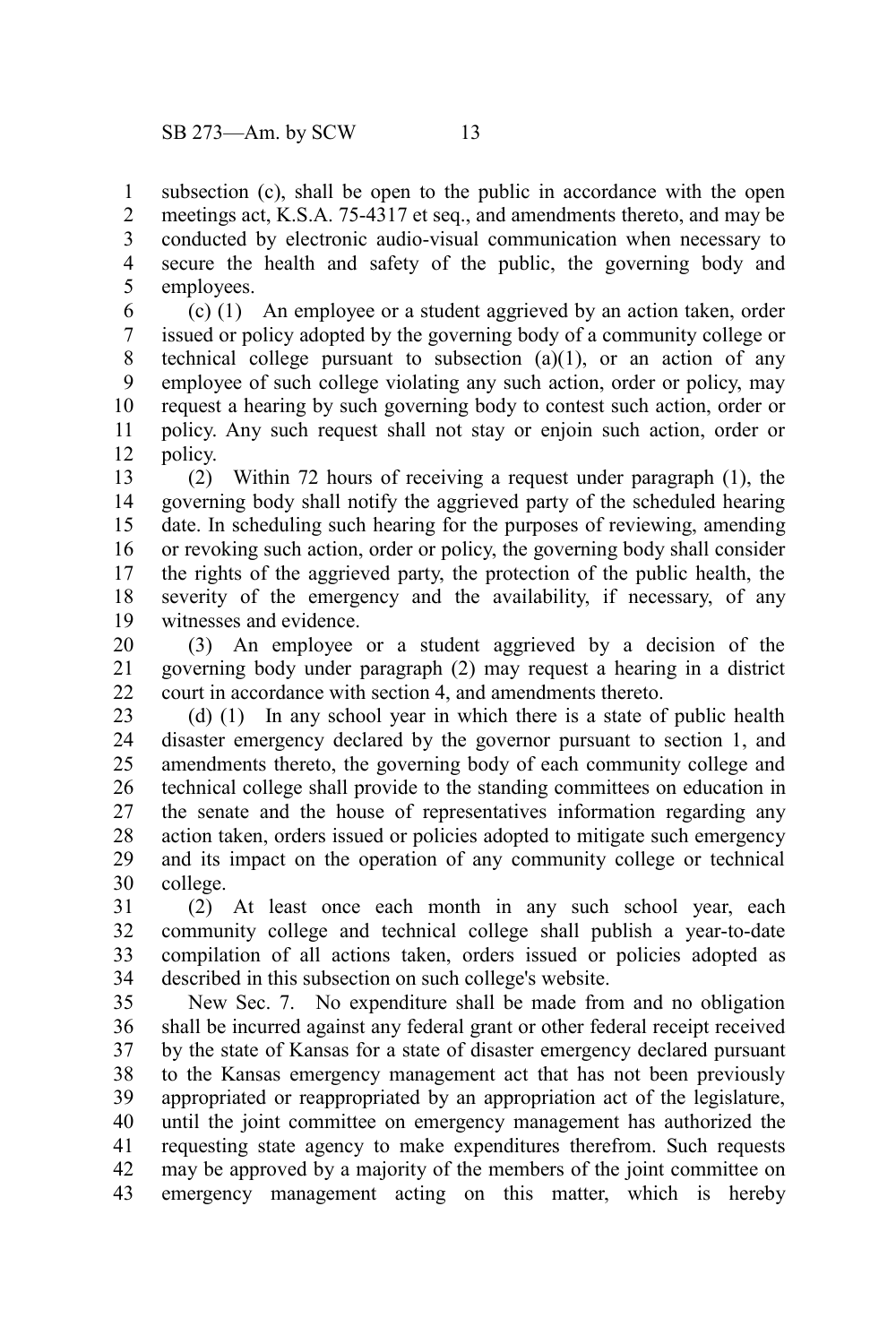subsection (c), shall be open to the public in accordance with the open meetings act, K.S.A. 75-4317 et seq., and amendments thereto, and may be conducted by electronic audio-visual communication when necessary to secure the health and safety of the public, the governing body and employees.

(c) (1) An employee or a student aggrieved by an action taken, order issued or policy adopted by the governing body of a community college or technical college pursuant to subsection (a)(1), or an action of any employee of such college violating any such action, order or policy, may request a hearing by such governing body to contest such action, order or policy. Any such request shall not stay or enjoin such action, order or policy.

(2) Within 72 hours of receiving a request under paragraph (1), the governing body shall notify the aggrieved party of the scheduled hearing date. In scheduling such hearing for the purposes of reviewing, amending or revoking such action, order or policy, the governing body shall consider the rights of the aggrieved party, the protection of the public health, the severity of the emergency and the availability, if necessary, of any witnesses and evidence.

(3) An employee or a student aggrieved by a decision of the governing body under paragraph (2) may request a hearing in a district court in accordance with section 4, and amendments thereto.

(d) (1) In any school year in which there is a state of public health disaster emergency declared by the governor pursuant to section 1, and amendments thereto, the governing body of each community college and technical college shall provide to the standing committees on education in the senate and the house of representatives information regarding any action taken, orders issued or policies adopted to mitigate such emergency and its impact on the operation of any community college or technical college.

(2) At least once each month in any such school year, each community college and technical college shall publish a year-to-date compilation of all actions taken, orders issued or policies adopted as described in this subsection on such college's website.

New Sec. 7. No expenditure shall be made from and no obligation shall be incurred against any federal grant or other federal receipt received by the state of Kansas for a state of disaster emergency declared pursuant to the Kansas emergency management act that has not been previously appropriated or reappropriated by an appropriation act of the legislature, until the joint committee on emergency management has authorized the requesting state agency to make expenditures therefrom. Such requests may be approved by a majority of the members of the joint committee on emergency management acting on this matter, which is hereby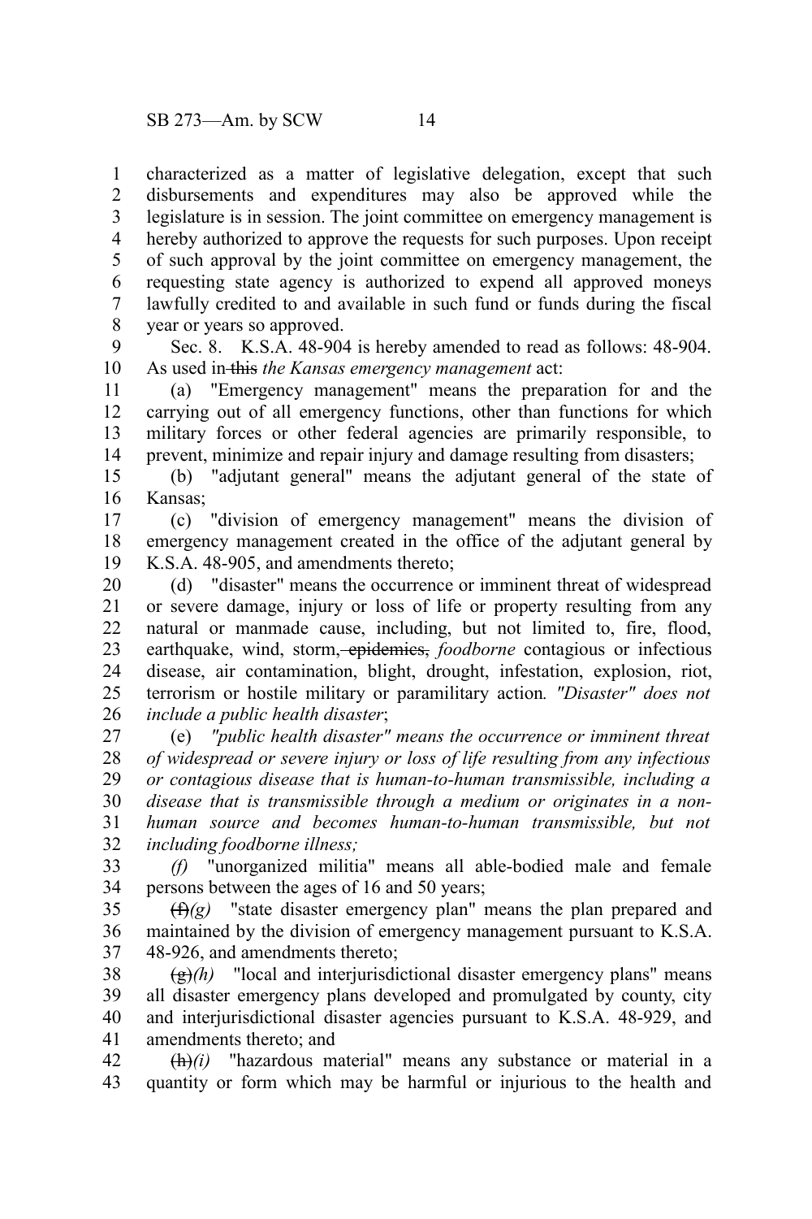characterized as a matter of legislative delegation, except that such disbursements and expenditures may also be approved while the legislature is in session. The joint committee on emergency management is hereby authorized to approve the requests for such purposes. Upon receipt of such approval by the joint committee on emergency management, the requesting state agency is authorized to expend all approved moneys lawfully credited to and available in such fund or funds during the fiscal year or years so approved.

Sec. 8. K.S.A. 48-904 is hereby amended to read as follows: 48-904. As used in ~~this~~ *the Kansas emergency management* act:

(a) "Emergency management" means the preparation for and the carrying out of all emergency functions, other than functions for which military forces or other federal agencies are primarily responsible, to prevent, minimize and repair injury and damage resulting from disasters;

(b) "adjutant general" means the adjutant general of the state of Kansas;

(c) "division of emergency management" means the division of emergency management created in the office of the adjutant general by K.S.A. 48-905, and amendments thereto;

(d) "disaster" means the occurrence or imminent threat of widespread or severe damage, injury or loss of life or property resulting from any natural or manmade cause, including, but not limited to, fire, flood, earthquake, wind, storm, ~~epidemics,~~ *foodborne* contagious or infectious disease, air contamination, blight, drought, infestation, explosion, riot, terrorism or hostile military or paramilitary action*. "Disaster" does not include a public health disaster*;

(e) *"public health disaster" means the occurrence or imminent threat of widespread or severe injury or loss of life resulting from any infectious or contagious disease that is human-to-human transmissible, including a disease that is transmissible through a medium or originates in a non-human source and becomes human-to-human transmissible, but not including foodborne illness;*

*(f)* "unorganized militia" means all able-bodied male and female persons between the ages of 16 and 50 years;

~~(f)~~*(g)* "state disaster emergency plan" means the plan prepared and maintained by the division of emergency management pursuant to K.S.A. 48-926, and amendments thereto;

~~(g)~~*(h)* "local and interjurisdictional disaster emergency plans" means all disaster emergency plans developed and promulgated by county, city and interjurisdictional disaster agencies pursuant to K.S.A. 48-929, and amendments thereto; and

~~(h)~~*(i)* "hazardous material" means any substance or material in a quantity or form which may be harmful or injurious to the health and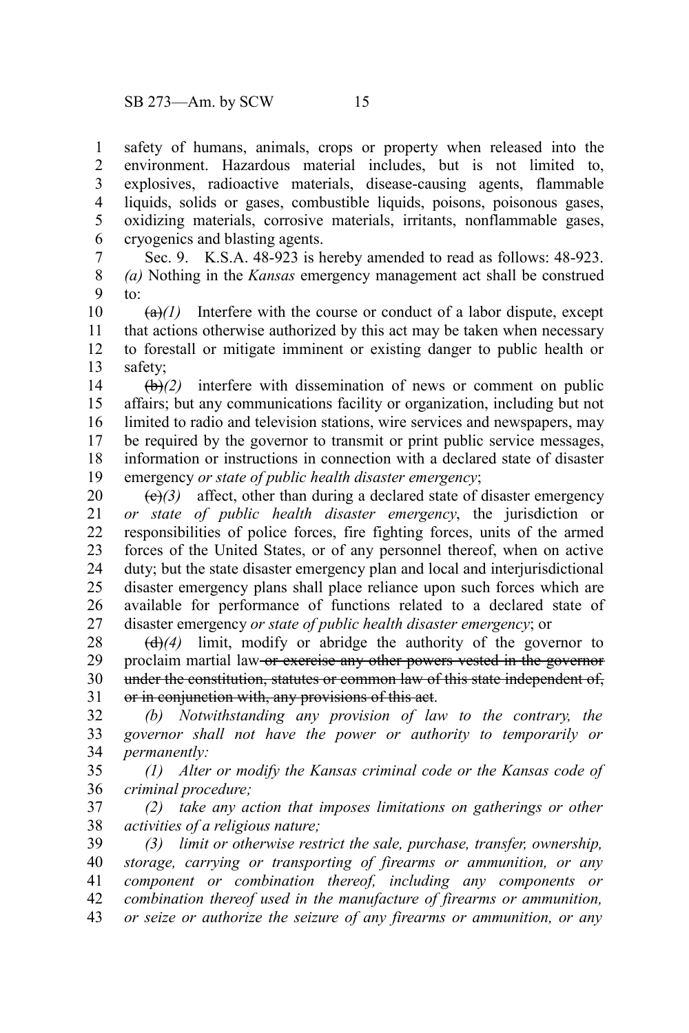safety of humans, animals, crops or property when released into the environment. Hazardous material includes, but is not limited to, explosives, radioactive materials, disease-causing agents, flammable liquids, solids or gases, combustible liquids, poisons, poisonous gases, oxidizing materials, corrosive materials, irritants, nonflammable gases, cryogenics and blasting agents.

Sec. 9. K.S.A. 48-923 is hereby amended to read as follows: 48-923. *(a)* Nothing in the *Kansas* emergency management act shall be construed to:

~~(a)~~*(1)* Interfere with the course or conduct of a labor dispute, except that actions otherwise authorized by this act may be taken when necessary to forestall or mitigate imminent or existing danger to public health or safety;

~~(b)~~*(2)* interfere with dissemination of news or comment on public affairs; but any communications facility or organization, including but not limited to radio and television stations, wire services and newspapers, may be required by the governor to transmit or print public service messages, information or instructions in connection with a declared state of disaster emergency *or state of public health disaster emergency*;

~~(c)~~*(3)* affect, other than during a declared state of disaster emergency *or state of public health disaster emergency*, the jurisdiction or responsibilities of police forces, fire fighting forces, units of the armed forces of the United States, or of any personnel thereof, when on active duty; but the state disaster emergency plan and local and interjurisdictional disaster emergency plans shall place reliance upon such forces which are available for performance of functions related to a declared state of disaster emergency *or state of public health disaster emergency*; or

~~(d)~~*(4)* limit, modify or abridge the authority of the governor to proclaim martial law ~~or exercise any other powers vested in the governor under the constitution, statutes or common law of this state independent of, or in conjunction with, any provisions of this act~~.

*(b) Notwithstanding any provision of law to the contrary, the governor shall not have the power or authority to temporarily or permanently:*

*(1) Alter or modify the Kansas criminal code or the Kansas code of criminal procedure;*

*(2) take any action that imposes limitations on gatherings or other activities of a religious nature;*

*(3) limit or otherwise restrict the sale, purchase, transfer, ownership, storage, carrying or transporting of firearms or ammunition, or any component or combination thereof, including any components or combination thereof used in the manufacture of firearms or ammunition, or seize or authorize the seizure of any firearms or ammunition, or any*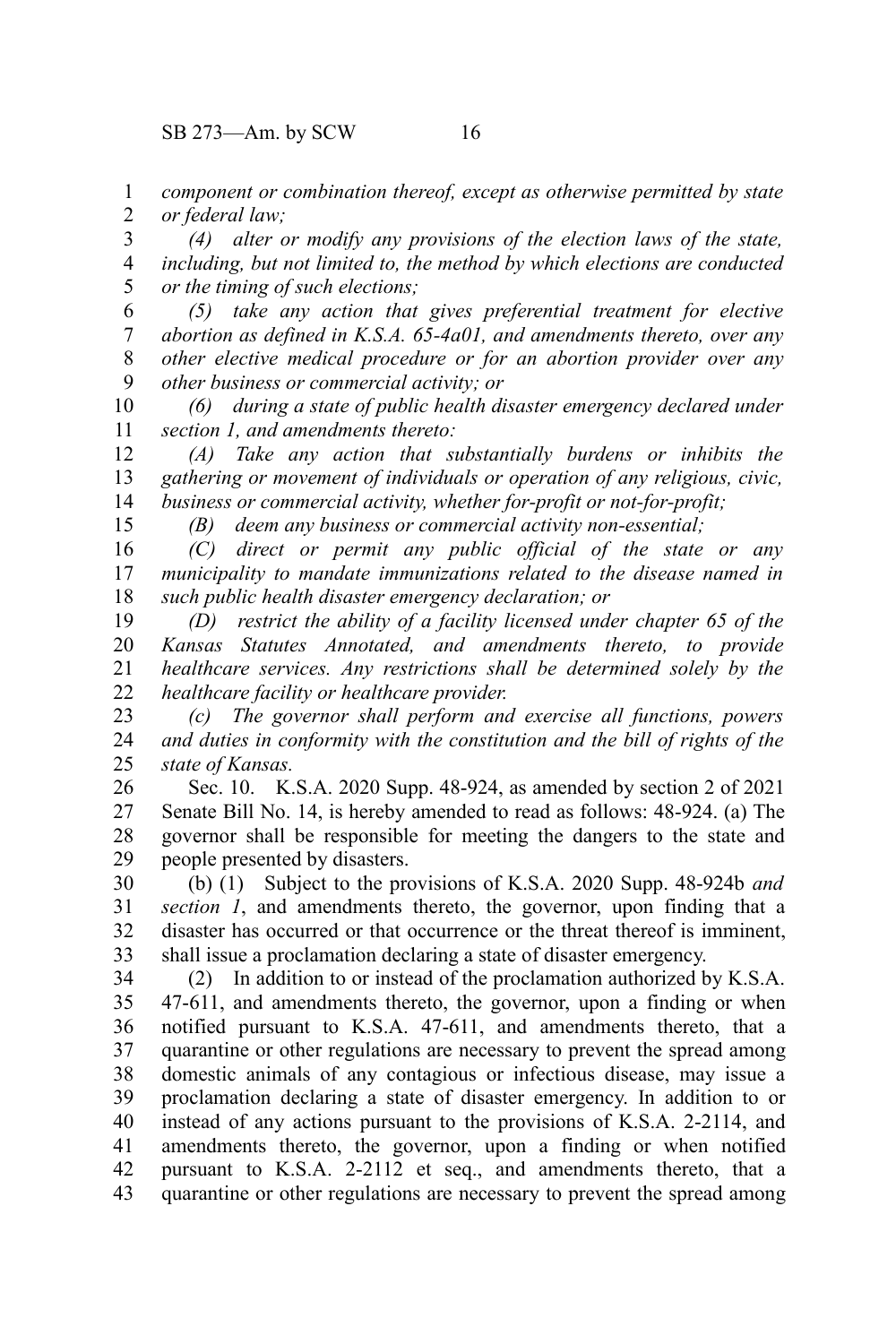*component or combination thereof, except as otherwise permitted by state or federal law;*

*(4) alter or modify any provisions of the election laws of the state, including, but not limited to, the method by which elections are conducted or the timing of such elections;*

*(5) take any action that gives preferential treatment for elective abortion as defined in K.S.A. 65-4a01, and amendments thereto, over any other elective medical procedure or for an abortion provider over any other business or commercial activity; or*

*(6) during a state of public health disaster emergency declared under section 1, and amendments thereto:*

*(A) Take any action that substantially burdens or inhibits the gathering or movement of individuals or operation of any religious, civic, business or commercial activity, whether for-profit or not-for-profit;*

*(B) deem any business or commercial activity non-essential;*

*(C) direct or permit any public official of the state or any municipality to mandate immunizations related to the disease named in such public health disaster emergency declaration; or*

*(D) restrict the ability of a facility licensed under chapter 65 of the Kansas Statutes Annotated, and amendments thereto, to provide healthcare services. Any restrictions shall be determined solely by the healthcare facility or healthcare provider.*

*(c) The governor shall perform and exercise all functions, powers and duties in conformity with the constitution and the bill of rights of the state of Kansas.*

Sec. 10. K.S.A. 2020 Supp. 48-924, as amended by section 2 of 2021 Senate Bill No. 14, is hereby amended to read as follows: 48-924. (a) The governor shall be responsible for meeting the dangers to the state and people presented by disasters.

(b) (1) Subject to the provisions of K.S.A. 2020 Supp. 48-924b *and section 1*, and amendments thereto, the governor, upon finding that a disaster has occurred or that occurrence or the threat thereof is imminent, shall issue a proclamation declaring a state of disaster emergency.

(2) In addition to or instead of the proclamation authorized by K.S.A. 47-611, and amendments thereto, the governor, upon a finding or when notified pursuant to K.S.A. 47-611, and amendments thereto, that a quarantine or other regulations are necessary to prevent the spread among domestic animals of any contagious or infectious disease, may issue a proclamation declaring a state of disaster emergency. In addition to or instead of any actions pursuant to the provisions of K.S.A. 2-2114, and amendments thereto, the governor, upon a finding or when notified pursuant to K.S.A. 2-2112 et seq., and amendments thereto, that a quarantine or other regulations are necessary to prevent the spread among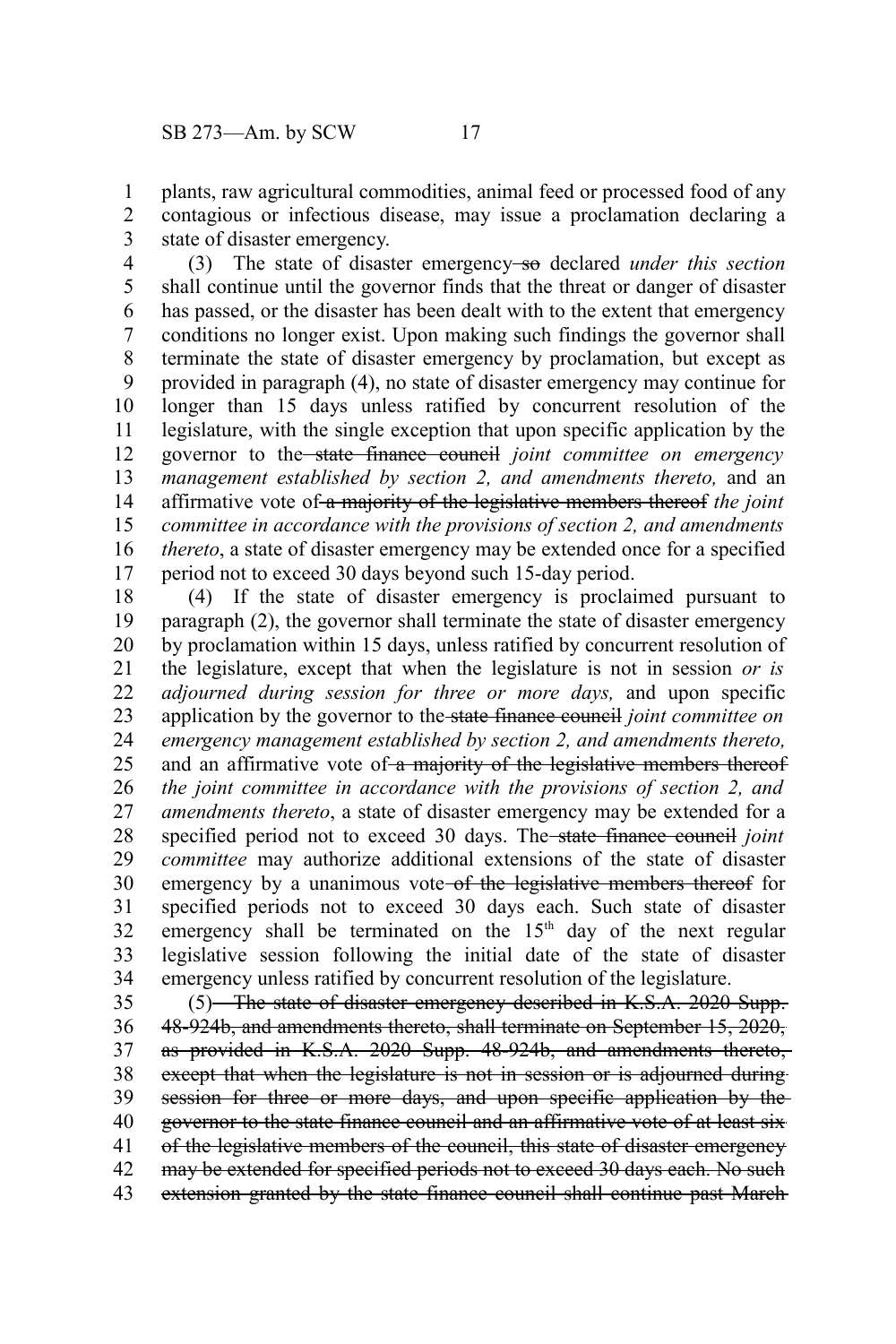plants, raw agricultural commodities, animal feed or processed food of any contagious or infectious disease, may issue a proclamation declaring a state of disaster emergency.

(3) The state of disaster emergency ~~so~~ declared *under this section* shall continue until the governor finds that the threat or danger of disaster has passed, or the disaster has been dealt with to the extent that emergency conditions no longer exist. Upon making such findings the governor shall terminate the state of disaster emergency by proclamation, but except as provided in paragraph (4), no state of disaster emergency may continue for longer than 15 days unless ratified by concurrent resolution of the legislature, with the single exception that upon specific application by the governor to the ~~state finance council~~ *joint committee on emergency management established by section 2, and amendments thereto,* and an affirmative vote of ~~a majority of the legislative members thereof~~ *the joint committee in accordance with the provisions of section 2, and amendments thereto*, a state of disaster emergency may be extended once for a specified period not to exceed 30 days beyond such 15-day period.

(4) If the state of disaster emergency is proclaimed pursuant to paragraph (2), the governor shall terminate the state of disaster emergency by proclamation within 15 days, unless ratified by concurrent resolution of the legislature, except that when the legislature is not in session *or is adjourned during session for three or more days,* and upon specific application by the governor to the ~~state finance council~~ *joint committee on emergency management established by section 2, and amendments thereto,* and an affirmative vote of ~~a majority of the legislative members thereof~~ *the joint committee in accordance with the provisions of section 2, and amendments thereto*, a state of disaster emergency may be extended for a specified period not to exceed 30 days. The ~~state finance council~~ *joint committee* may authorize additional extensions of the state of disaster emergency by a unanimous vote ~~of the legislative members thereof~~ for specified periods not to exceed 30 days each. Such state of disaster emergency shall be terminated on the 15th day of the next regular legislative session following the initial date of the state of disaster emergency unless ratified by concurrent resolution of the legislature.

(5) ~~The state of disaster emergency described in K.S.A. 2020 Supp. 48-924b, and amendments thereto, shall terminate on September 15, 2020, as provided in K.S.A. 2020 Supp. 48-924b, and amendments thereto, except that when the legislature is not in session or is adjourned during session for three or more days, and upon specific application by the governor to the state finance council and an affirmative vote of at least six of the legislative members of the council, this state of disaster emergency may be extended for specified periods not to exceed 30 days each. No such extension granted by the state finance council shall continue past March~~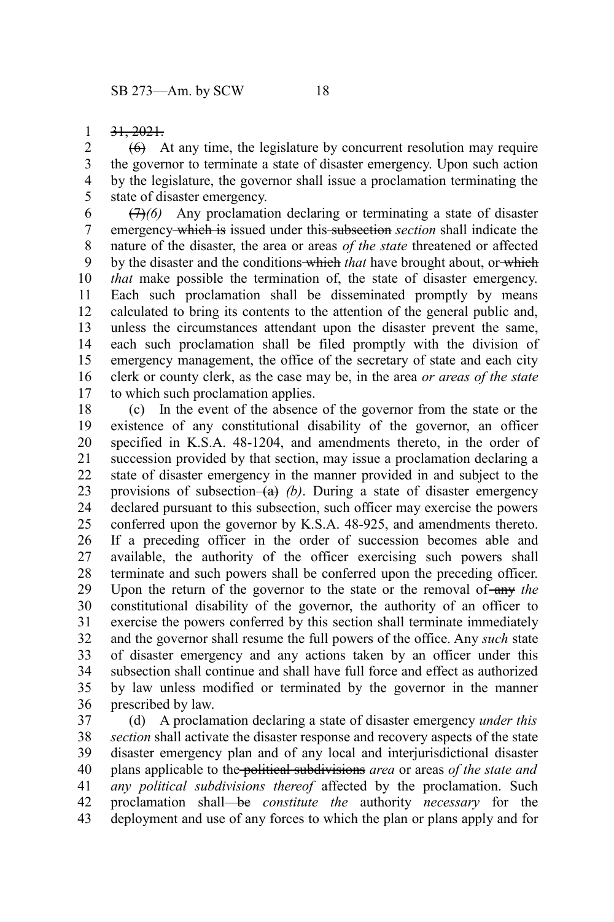~~31, 2021.~~

~~(6)~~ At any time, the legislature by concurrent resolution may require the governor to terminate a state of disaster emergency. Upon such action by the legislature, the governor shall issue a proclamation terminating the state of disaster emergency.

~~(7)~~*(6)* Any proclamation declaring or terminating a state of disaster emergency ~~which is~~ issued under this ~~subsection~~ *section* shall indicate the nature of the disaster, the area or areas *of the state* threatened or affected by the disaster and the conditions ~~which~~ *that* have brought about, or ~~which~~ *that* make possible the termination of, the state of disaster emergency. Each such proclamation shall be disseminated promptly by means calculated to bring its contents to the attention of the general public and, unless the circumstances attendant upon the disaster prevent the same, each such proclamation shall be filed promptly with the division of emergency management, the office of the secretary of state and each city clerk or county clerk, as the case may be, in the area *or areas of the state* to which such proclamation applies.

(c) In the event of the absence of the governor from the state or the existence of any constitutional disability of the governor, an officer specified in K.S.A. 48-1204, and amendments thereto, in the order of succession provided by that section, may issue a proclamation declaring a state of disaster emergency in the manner provided in and subject to the provisions of subsection ~~(a)~~ *(b)*. During a state of disaster emergency declared pursuant to this subsection, such officer may exercise the powers conferred upon the governor by K.S.A. 48-925, and amendments thereto. If a preceding officer in the order of succession becomes able and available, the authority of the officer exercising such powers shall terminate and such powers shall be conferred upon the preceding officer. Upon the return of the governor to the state or the removal of ~~any~~ *the* constitutional disability of the governor, the authority of an officer to exercise the powers conferred by this section shall terminate immediately and the governor shall resume the full powers of the office. Any *such* state of disaster emergency and any actions taken by an officer under this subsection shall continue and shall have full force and effect as authorized by law unless modified or terminated by the governor in the manner prescribed by law.

(d) A proclamation declaring a state of disaster emergency *under this section* shall activate the disaster response and recovery aspects of the state disaster emergency plan and of any local and interjurisdictional disaster plans applicable to the ~~political subdivisions~~ *area* or areas *of the state and any political subdivisions thereof* affected by the proclamation. Such proclamation shall ~~be~~ *constitute the* authority *necessary* for the deployment and use of any forces to which the plan or plans apply and for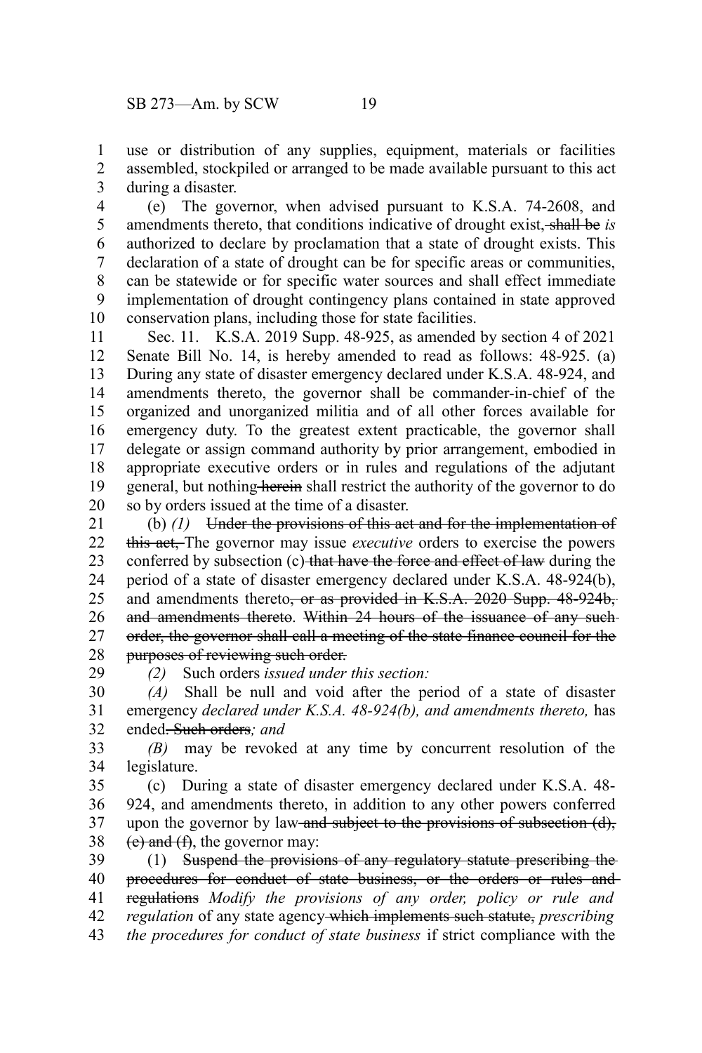use or distribution of any supplies, equipment, materials or facilities assembled, stockpiled or arranged to be made available pursuant to this act during a disaster.

(e) The governor, when advised pursuant to K.S.A. 74-2608, and amendments thereto, that conditions indicative of drought exist, ~~shall be~~ *is* authorized to declare by proclamation that a state of drought exists. This declaration of a state of drought can be for specific areas or communities, can be statewide or for specific water sources and shall effect immediate implementation of drought contingency plans contained in state approved conservation plans, including those for state facilities.

Sec. 11. K.S.A. 2019 Supp. 48-925, as amended by section 4 of 2021 Senate Bill No. 14, is hereby amended to read as follows: 48-925. (a) During any state of disaster emergency declared under K.S.A. 48-924, and amendments thereto, the governor shall be commander-in-chief of the organized and unorganized militia and of all other forces available for emergency duty. To the greatest extent practicable, the governor shall delegate or assign command authority by prior arrangement, embodied in appropriate executive orders or in rules and regulations of the adjutant general, but nothing ~~herein~~ shall restrict the authority of the governor to do so by orders issued at the time of a disaster.

(b) *(1)* ~~Under the provisions of this act and for the implementation of this act,~~ The governor may issue *executive* orders to exercise the powers conferred by subsection (c) ~~that have the force and effect of law~~ during the period of a state of disaster emergency declared under K.S.A. 48-924(b), and amendments thereto~~, or as provided in K.S.A. 2020 Supp. 48-924b, and amendments thereto~~. ~~Within 24 hours of the issuance of any such order, the governor shall call a meeting of the state finance council for the purposes of reviewing such order.~~

*(2)* Such orders *issued under this section:*

*(A)* Shall be null and void after the period of a state of disaster emergency *declared under K.S.A. 48-924(b), and amendments thereto,* has ended~~. Such orders~~*; and*

*(B)* may be revoked at any time by concurrent resolution of the legislature.

(c) During a state of disaster emergency declared under K.S.A. 48-924, and amendments thereto, in addition to any other powers conferred upon the governor by law ~~and subject to the provisions of subsection (d), (e) and (f)~~, the governor may:

(1) ~~Suspend the provisions of any regulatory statute prescribing the procedures for conduct of state business, or the orders or rules and regulations~~ *Modify the provisions of any order, policy or rule and regulation* of any state agency ~~which implements such statute,~~ *prescribing the procedures for conduct of state business* if strict compliance with the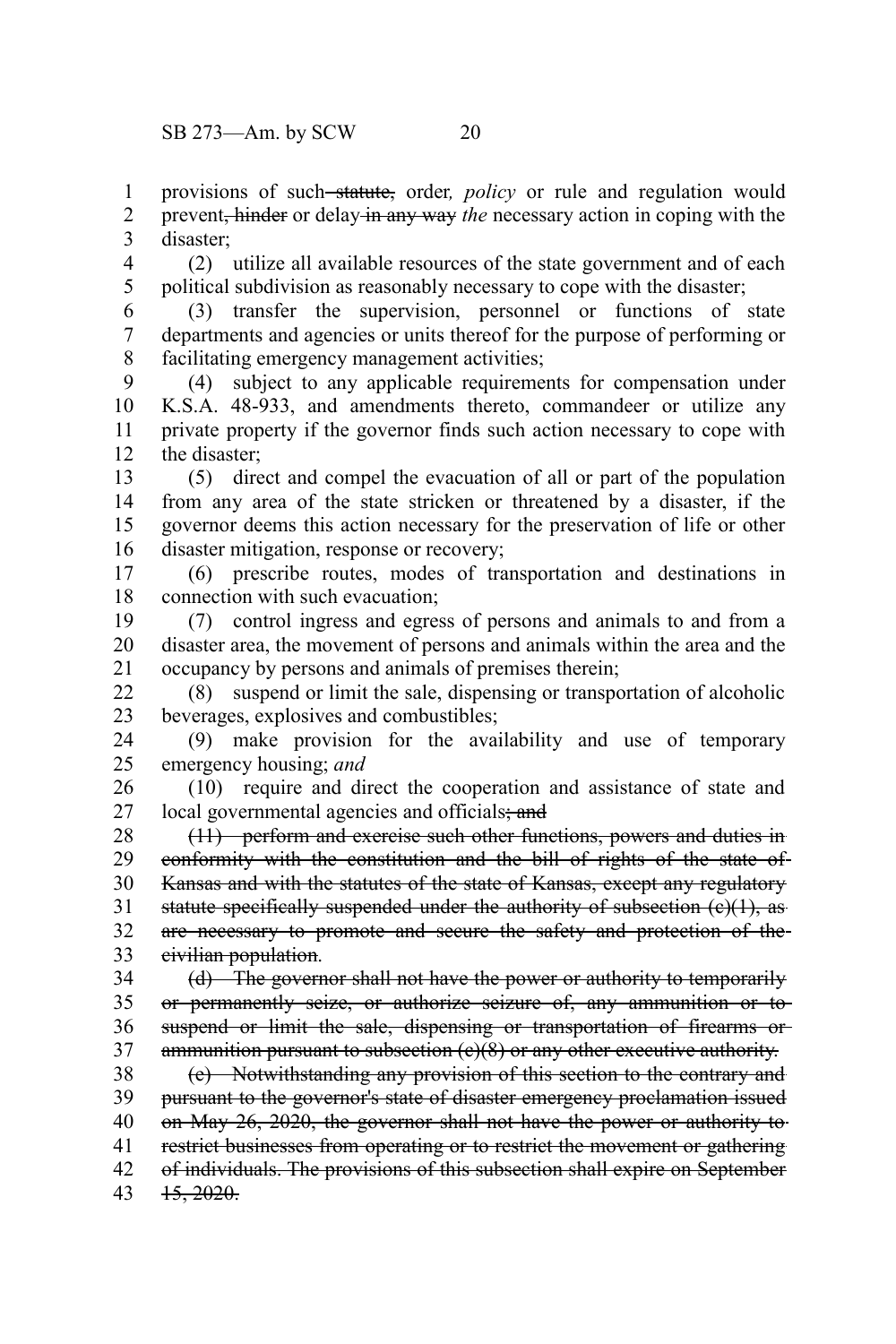provisions of such ~~statute,~~ order*, policy* or rule and regulation would prevent~~, hinder~~ or delay ~~in any way~~ *the* necessary action in coping with the disaster;

(2) utilize all available resources of the state government and of each political subdivision as reasonably necessary to cope with the disaster;

(3) transfer the supervision, personnel or functions of state departments and agencies or units thereof for the purpose of performing or facilitating emergency management activities;

(4) subject to any applicable requirements for compensation under K.S.A. 48-933, and amendments thereto, commandeer or utilize any private property if the governor finds such action necessary to cope with the disaster;

(5) direct and compel the evacuation of all or part of the population from any area of the state stricken or threatened by a disaster, if the governor deems this action necessary for the preservation of life or other disaster mitigation, response or recovery;

(6) prescribe routes, modes of transportation and destinations in connection with such evacuation;

(7) control ingress and egress of persons and animals to and from a disaster area, the movement of persons and animals within the area and the occupancy by persons and animals of premises therein;

(8) suspend or limit the sale, dispensing or transportation of alcoholic beverages, explosives and combustibles;

(9) make provision for the availability and use of temporary emergency housing; *and*

(10) require and direct the cooperation and assistance of state and local governmental agencies and officials~~; and~~

~~(11) perform and exercise such other functions, powers and duties in conformity with the constitution and the bill of rights of the state of Kansas and with the statutes of the state of Kansas, except any regulatory statute specifically suspended under the authority of subsection (c)(1), as are necessary to promote and secure the safety and protection of the civilian population~~.

~~(d) The governor shall not have the power or authority to temporarily or permanently seize, or authorize seizure of, any ammunition or to suspend or limit the sale, dispensing or transportation of firearms or ammunition pursuant to subsection (c)(8) or any other executive authority.~~

~~(e) Notwithstanding any provision of this section to the contrary and pursuant to the governor's state of disaster emergency proclamation issued on May 26, 2020, the governor shall not have the power or authority to restrict businesses from operating or to restrict the movement or gathering of individuals. The provisions of this subsection shall expire on September 15, 2020.~~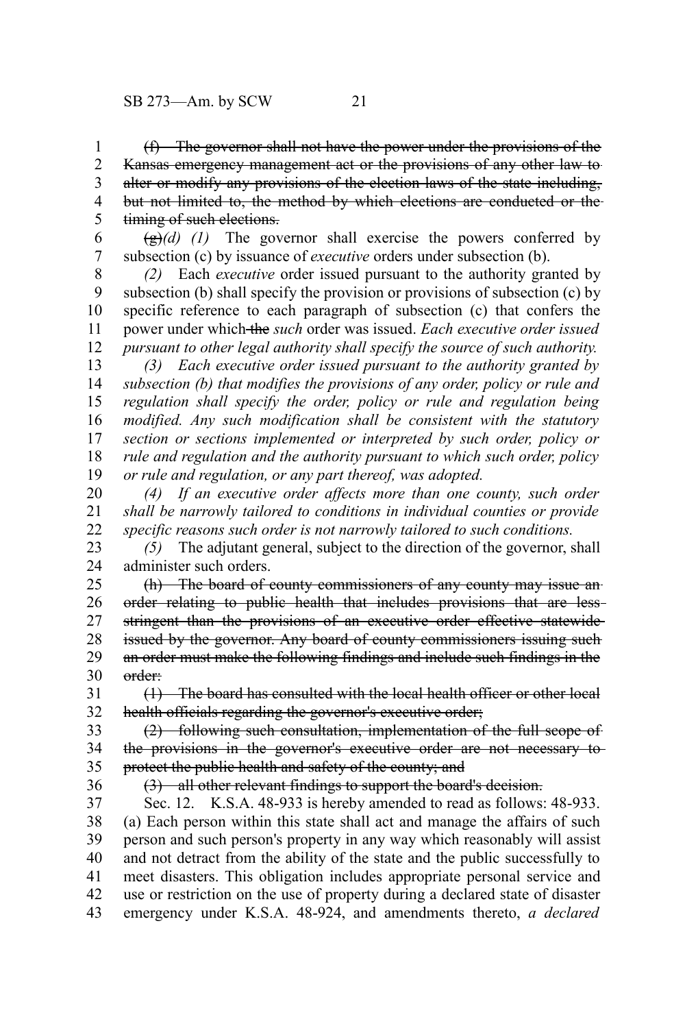~~(f) The governor shall not have the power under the provisions of the Kansas emergency management act or the provisions of any other law to alter or modify any provisions of the election laws of the state including, but not limited to, the method by which elections are conducted or the timing of such elections.~~

~~(g)~~*(d) (1)* The governor shall exercise the powers conferred by subsection (c) by issuance of *executive* orders under subsection (b).

*(2)* Each *executive* order issued pursuant to the authority granted by subsection (b) shall specify the provision or provisions of subsection (c) by specific reference to each paragraph of subsection (c) that confers the power under which ~~the~~ *such* order was issued. *Each executive order issued pursuant to other legal authority shall specify the source of such authority.*

*(3) Each executive order issued pursuant to the authority granted by subsection (b) that modifies the provisions of any order, policy or rule and regulation shall specify the order, policy or rule and regulation being modified. Any such modification shall be consistent with the statutory section or sections implemented or interpreted by such order, policy or rule and regulation and the authority pursuant to which such order, policy or rule and regulation, or any part thereof, was adopted.*

*(4) If an executive order affects more than one county, such order shall be narrowly tailored to conditions in individual counties or provide specific reasons such order is not narrowly tailored to such conditions.*

*(5)* The adjutant general, subject to the direction of the governor, shall administer such orders.

~~(h) The board of county commissioners of any county may issue an order relating to public health that includes provisions that are less stringent than the provisions of an executive order effective statewide issued by the governor. Any board of county commissioners issuing such an order must make the following findings and include such findings in the order:~~

~~(1) The board has consulted with the local health officer or other local health officials regarding the governor's executive order;~~

~~(2) following such consultation, implementation of the full scope of the provisions in the governor's executive order are not necessary to protect the public health and safety of the county; and~~

~~(3) all other relevant findings to support the board's decision.~~

Sec. 12. K.S.A. 48-933 is hereby amended to read as follows: 48-933. (a) Each person within this state shall act and manage the affairs of such person and such person's property in any way which reasonably will assist and not detract from the ability of the state and the public successfully to meet disasters. This obligation includes appropriate personal service and use or restriction on the use of property during a declared state of disaster emergency under K.S.A. 48-924, and amendments thereto, *a declared*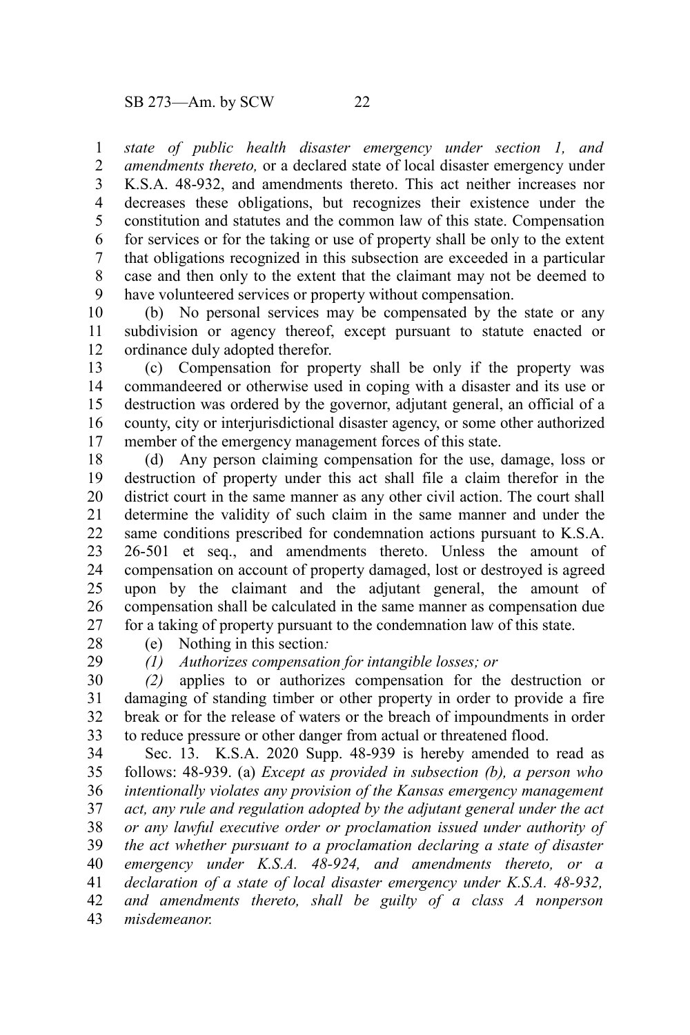*state of public health disaster emergency under section 1, and amendments thereto,* or a declared state of local disaster emergency under K.S.A. 48-932, and amendments thereto. This act neither increases nor decreases these obligations, but recognizes their existence under the constitution and statutes and the common law of this state. Compensation for services or for the taking or use of property shall be only to the extent that obligations recognized in this subsection are exceeded in a particular case and then only to the extent that the claimant may not be deemed to have volunteered services or property without compensation.

(b) No personal services may be compensated by the state or any subdivision or agency thereof, except pursuant to statute enacted or ordinance duly adopted therefor.

(c) Compensation for property shall be only if the property was commandeered or otherwise used in coping with a disaster and its use or destruction was ordered by the governor, adjutant general, an official of a county, city or interjurisdictional disaster agency, or some other authorized member of the emergency management forces of this state.

(d) Any person claiming compensation for the use, damage, loss or destruction of property under this act shall file a claim therefor in the district court in the same manner as any other civil action. The court shall determine the validity of such claim in the same manner and under the same conditions prescribed for condemnation actions pursuant to K.S.A. 26-501 et seq., and amendments thereto. Unless the amount of compensation on account of property damaged, lost or destroyed is agreed upon by the claimant and the adjutant general, the amount of compensation shall be calculated in the same manner as compensation due for a taking of property pursuant to the condemnation law of this state.

(e) Nothing in this section*:*

*(1) Authorizes compensation for intangible losses; or*

*(2)* applies to or authorizes compensation for the destruction or damaging of standing timber or other property in order to provide a fire break or for the release of waters or the breach of impoundments in order to reduce pressure or other danger from actual or threatened flood.

Sec. 13. K.S.A. 2020 Supp. 48-939 is hereby amended to read as follows: 48-939. (a) *Except as provided in subsection (b), a person who intentionally violates any provision of the Kansas emergency management act, any rule and regulation adopted by the adjutant general under the act or any lawful executive order or proclamation issued under authority of the act whether pursuant to a proclamation declaring a state of disaster emergency under K.S.A. 48-924, and amendments thereto, or a declaration of a state of local disaster emergency under K.S.A. 48-932, and amendments thereto, shall be guilty of a class A nonperson misdemeanor.*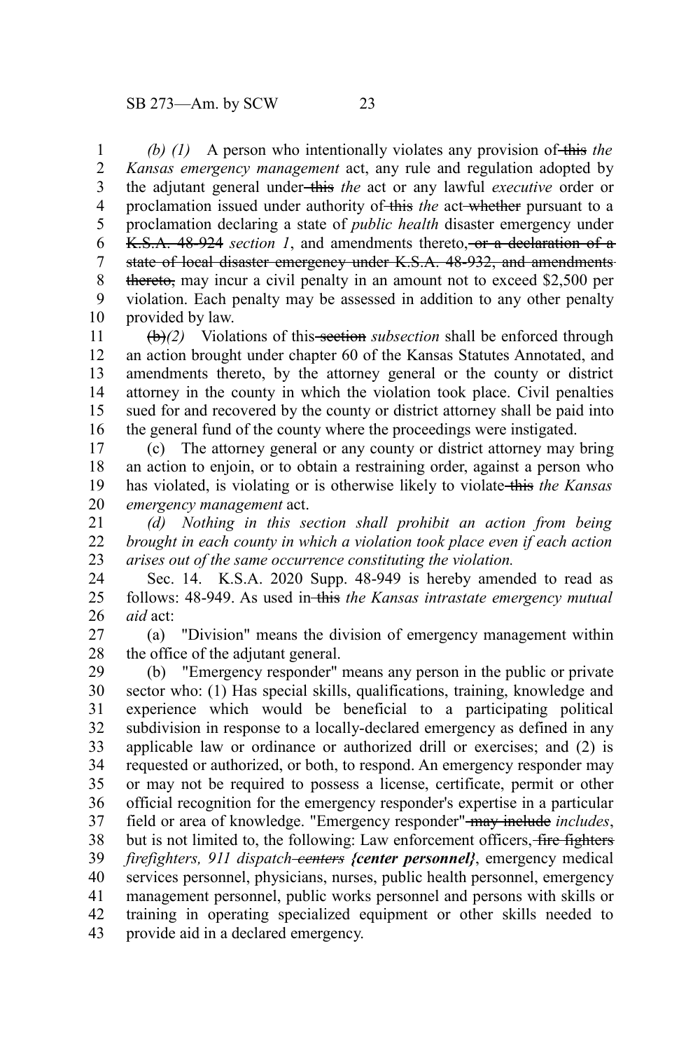*(b) (1)* A person who intentionally violates any provision of ~~this~~ *the Kansas emergency management* act, any rule and regulation adopted by the adjutant general under ~~this~~ *the* act or any lawful *executive* order or proclamation issued under authority of ~~this~~ *the* act ~~whether~~ pursuant to a proclamation declaring a state of *public health* disaster emergency under ~~K.S.A. 48-924~~ *section 1*, and amendments thereto, ~~or a declaration of a state of local disaster emergency under K.S.A. 48-932, and amendments thereto,~~ may incur a civil penalty in an amount not to exceed $2,500 per violation. Each penalty may be assessed in addition to any other penalty provided by law.

~~(b)~~*(2)* Violations of this ~~section~~ *subsection* shall be enforced through an action brought under chapter 60 of the Kansas Statutes Annotated, and amendments thereto, by the attorney general or the county or district attorney in the county in which the violation took place. Civil penalties sued for and recovered by the county or district attorney shall be paid into the general fund of the county where the proceedings were instigated.

(c) The attorney general or any county or district attorney may bring an action to enjoin, or to obtain a restraining order, against a person who has violated, is violating or is otherwise likely to violate ~~this~~ *the Kansas emergency management* act.

*(d) Nothing in this section shall prohibit an action from being brought in each county in which a violation took place even if each action arises out of the same occurrence constituting the violation.*

Sec. 14. K.S.A. 2020 Supp. 48-949 is hereby amended to read as follows: 48-949. As used in ~~this~~ *the Kansas intrastate emergency mutual aid* act:

(a) "Division" means the division of emergency management within the office of the adjutant general.

(b) "Emergency responder" means any person in the public or private sector who: (1) Has special skills, qualifications, training, knowledge and experience which would be beneficial to a participating political subdivision in response to a locally-declared emergency as defined in any applicable law or ordinance or authorized drill or exercises; and (2) is requested or authorized, or both, to respond. An emergency responder may or may not be required to possess a license, certificate, permit or other official recognition for the emergency responder's expertise in a particular field or area of knowledge. "Emergency responder" ~~may include~~ *includes*, but is not limited to, the following: Law enforcement officers, ~~fire fighters~~ *firefighters, 911 dispatch* ~~centers~~ ***{center personnel}***, emergency medical services personnel, physicians, nurses, public health personnel, emergency management personnel, public works personnel and persons with skills or training in operating specialized equipment or other skills needed to provide aid in a declared emergency.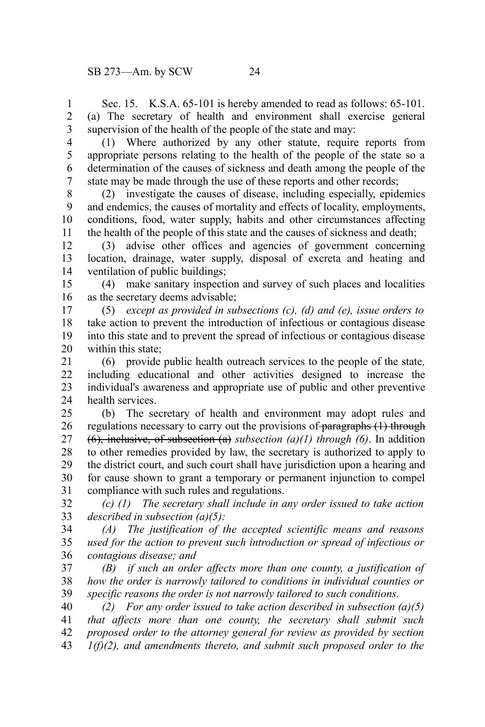Sec. 15. K.S.A. 65-101 is hereby amended to read as follows: 65-101. (a) The secretary of health and environment shall exercise general supervision of the health of the people of the state and may:

(1) Where authorized by any other statute, require reports from appropriate persons relating to the health of the people of the state so a determination of the causes of sickness and death among the people of the state may be made through the use of these reports and other records;

(2) investigate the causes of disease, including especially, epidemics and endemics, the causes of mortality and effects of locality, employments, conditions, food, water supply, habits and other circumstances affecting the health of the people of this state and the causes of sickness and death;

(3) advise other offices and agencies of government concerning location, drainage, water supply, disposal of excreta and heating and ventilation of public buildings;

(4) make sanitary inspection and survey of such places and localities as the secretary deems advisable;

(5) *except as provided in subsections (c), (d) and (e), issue orders to* take action to prevent the introduction of infectious or contagious disease into this state and to prevent the spread of infectious or contagious disease within this state;

(6) provide public health outreach services to the people of the state, including educational and other activities designed to increase the individual's awareness and appropriate use of public and other preventive health services.

(b) The secretary of health and environment may adopt rules and regulations necessary to carry out the provisions of ~~paragraphs (1) through (6), inclusive, of subsection (a)~~ *subsection (a)(1) through (6)*. In addition to other remedies provided by law, the secretary is authorized to apply to the district court, and such court shall have jurisdiction upon a hearing and for cause shown to grant a temporary or permanent injunction to compel compliance with such rules and regulations.

*(c) (1) The secretary shall include in any order issued to take action described in subsection (a)(5):*

*(A) The justification of the accepted scientific means and reasons used for the action to prevent such introduction or spread of infectious or contagious disease; and*

*(B) if such an order affects more than one county, a justification of how the order is narrowly tailored to conditions in individual counties or specific reasons the order is not narrowly tailored to such conditions.*

*(2) For any order issued to take action described in subsection (a)(5) that affects more than one county, the secretary shall submit such proposed order to the attorney general for review as provided by section 1(f)(2), and amendments thereto, and submit such proposed order to the*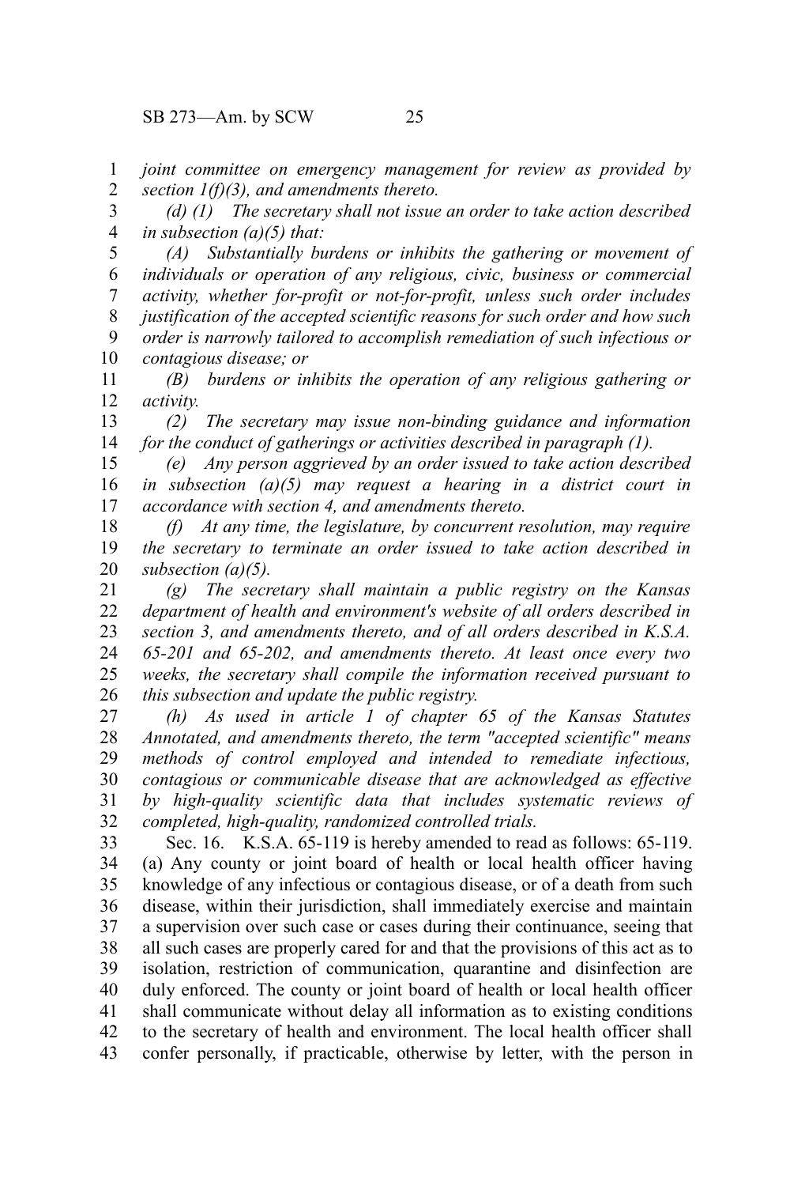*joint committee on emergency management for review as provided by section 1(f)(3), and amendments thereto.*

*(d) (1) The secretary shall not issue an order to take action described in subsection (a)(5) that:*

*(A) Substantially burdens or inhibits the gathering or movement of individuals or operation of any religious, civic, business or commercial activity, whether for-profit or not-for-profit, unless such order includes justification of the accepted scientific reasons for such order and how such order is narrowly tailored to accomplish remediation of such infectious or contagious disease; or*

*(B) burdens or inhibits the operation of any religious gathering or activity.*

*(2) The secretary may issue non-binding guidance and information for the conduct of gatherings or activities described in paragraph (1).*

*(e) Any person aggrieved by an order issued to take action described in subsection (a)(5) may request a hearing in a district court in accordance with section 4, and amendments thereto.*

*(f) At any time, the legislature, by concurrent resolution, may require the secretary to terminate an order issued to take action described in subsection (a)(5).*

*(g) The secretary shall maintain a public registry on the Kansas department of health and environment's website of all orders described in section 3, and amendments thereto, and of all orders described in K.S.A. 65-201 and 65-202, and amendments thereto. At least once every two weeks, the secretary shall compile the information received pursuant to this subsection and update the public registry.*

*(h) As used in article 1 of chapter 65 of the Kansas Statutes Annotated, and amendments thereto, the term "accepted scientific" means methods of control employed and intended to remediate infectious, contagious or communicable disease that are acknowledged as effective by high-quality scientific data that includes systematic reviews of completed, high-quality, randomized controlled trials.*

Sec. 16. K.S.A. 65-119 is hereby amended to read as follows: 65-119. (a) Any county or joint board of health or local health officer having knowledge of any infectious or contagious disease, or of a death from such disease, within their jurisdiction, shall immediately exercise and maintain a supervision over such case or cases during their continuance, seeing that all such cases are properly cared for and that the provisions of this act as to isolation, restriction of communication, quarantine and disinfection are duly enforced. The county or joint board of health or local health officer shall communicate without delay all information as to existing conditions to the secretary of health and environment. The local health officer shall confer personally, if practicable, otherwise by letter, with the person in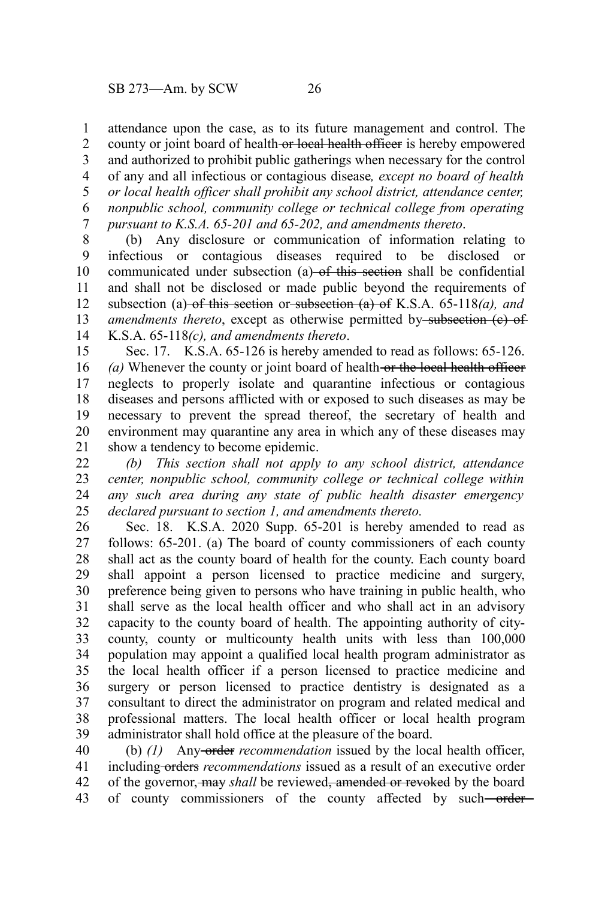attendance upon the case, as to its future management and control. The county or joint board of health ~~or local health officer~~ is hereby empowered and authorized to prohibit public gatherings when necessary for the control of any and all infectious or contagious disease*, except no board of health or local health officer shall prohibit any school district, attendance center, nonpublic school, community college or technical college from operating pursuant to K.S.A. 65-201 and 65-202, and amendments thereto*.

(b) Any disclosure or communication of information relating to infectious or contagious diseases required to be disclosed or communicated under subsection (a) ~~of this section~~ shall be confidential and shall not be disclosed or made public beyond the requirements of subsection (a) ~~of this section~~ or ~~subsection (a) of~~ K.S.A. 65-118*(a), and amendments thereto*, except as otherwise permitted by ~~subsection (c) of~~ K.S.A. 65-118*(c), and amendments thereto*.

Sec. 17. K.S.A. 65-126 is hereby amended to read as follows: 65-126. *(a)* Whenever the county or joint board of health ~~or the local health officer~~ neglects to properly isolate and quarantine infectious or contagious diseases and persons afflicted with or exposed to such diseases as may be necessary to prevent the spread thereof, the secretary of health and environment may quarantine any area in which any of these diseases may show a tendency to become epidemic.

*(b) This section shall not apply to any school district, attendance center, nonpublic school, community college or technical college within any such area during any state of public health disaster emergency declared pursuant to section 1, and amendments thereto.*

Sec. 18. K.S.A. 2020 Supp. 65-201 is hereby amended to read as follows: 65-201. (a) The board of county commissioners of each county shall act as the county board of health for the county. Each county board shall appoint a person licensed to practice medicine and surgery, preference being given to persons who have training in public health, who shall serve as the local health officer and who shall act in an advisory capacity to the county board of health. The appointing authority of city-county, county or multicounty health units with less than 100,000 population may appoint a qualified local health program administrator as the local health officer if a person licensed to practice medicine and surgery or person licensed to practice dentistry is designated as a consultant to direct the administrator on program and related medical and professional matters. The local health officer or local health program administrator shall hold office at the pleasure of the board.

(b) *(1)* Any ~~order~~ *recommendation* issued by the local health officer, including ~~orders~~ *recommendations* issued as a result of an executive order of the governor, ~~may~~ *shall* be reviewed~~, amended or revoked~~ by the board of county commissioners of the county affected by such ~~order~~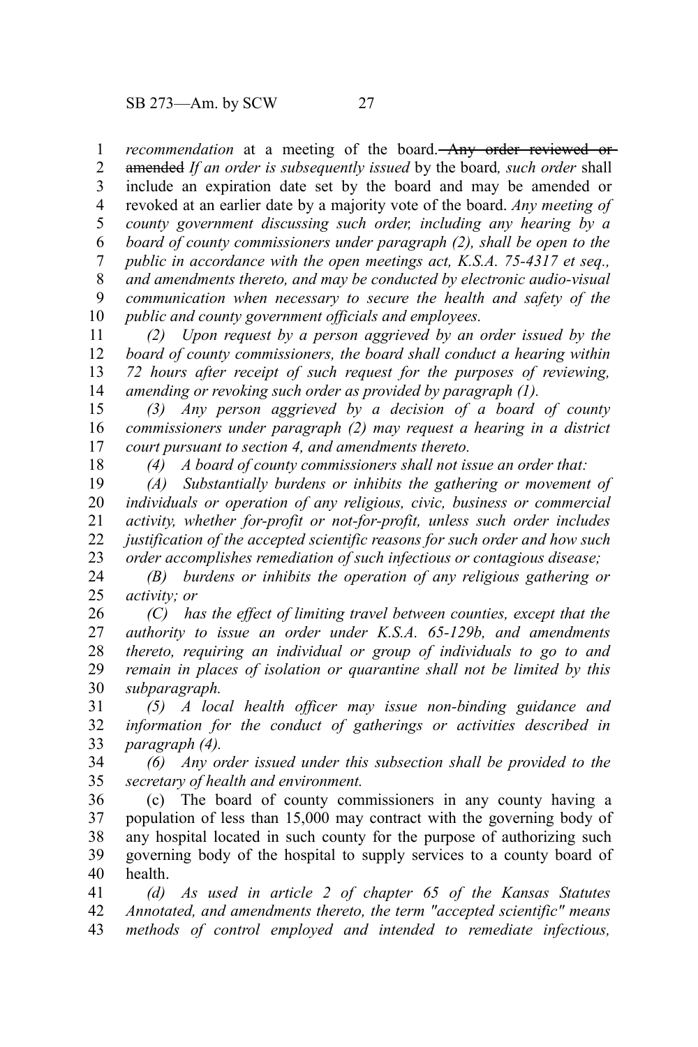*recommendation* at a meeting of the board. ~~Any order reviewed or amended~~ *If an order is subsequently issued* by the board*, such order* shall include an expiration date set by the board and may be amended or revoked at an earlier date by a majority vote of the board. *Any meeting of county government discussing such order, including any hearing by a board of county commissioners under paragraph (2), shall be open to the public in accordance with the open meetings act, K.S.A. 75-4317 et seq., and amendments thereto, and may be conducted by electronic audio-visual communication when necessary to secure the health and safety of the public and county government officials and employees.*

*(2) Upon request by a person aggrieved by an order issued by the board of county commissioners, the board shall conduct a hearing within 72 hours after receipt of such request for the purposes of reviewing, amending or revoking such order as provided by paragraph (1).*

*(3) Any person aggrieved by a decision of a board of county commissioners under paragraph (2) may request a hearing in a district court pursuant to section 4, and amendments thereto.*

*(4) A board of county commissioners shall not issue an order that:*

*(A) Substantially burdens or inhibits the gathering or movement of individuals or operation of any religious, civic, business or commercial activity, whether for-profit or not-for-profit, unless such order includes justification of the accepted scientific reasons for such order and how such order accomplishes remediation of such infectious or contagious disease;*

*(B) burdens or inhibits the operation of any religious gathering or activity; or*

*(C) has the effect of limiting travel between counties, except that the authority to issue an order under K.S.A. 65-129b, and amendments thereto, requiring an individual or group of individuals to go to and remain in places of isolation or quarantine shall not be limited by this subparagraph.*

*(5) A local health officer may issue non-binding guidance and information for the conduct of gatherings or activities described in paragraph (4).*

*(6) Any order issued under this subsection shall be provided to the secretary of health and environment.*

(c) The board of county commissioners in any county having a population of less than 15,000 may contract with the governing body of any hospital located in such county for the purpose of authorizing such governing body of the hospital to supply services to a county board of health.

*(d) As used in article 2 of chapter 65 of the Kansas Statutes Annotated, and amendments thereto, the term "accepted scientific" means methods of control employed and intended to remediate infectious,*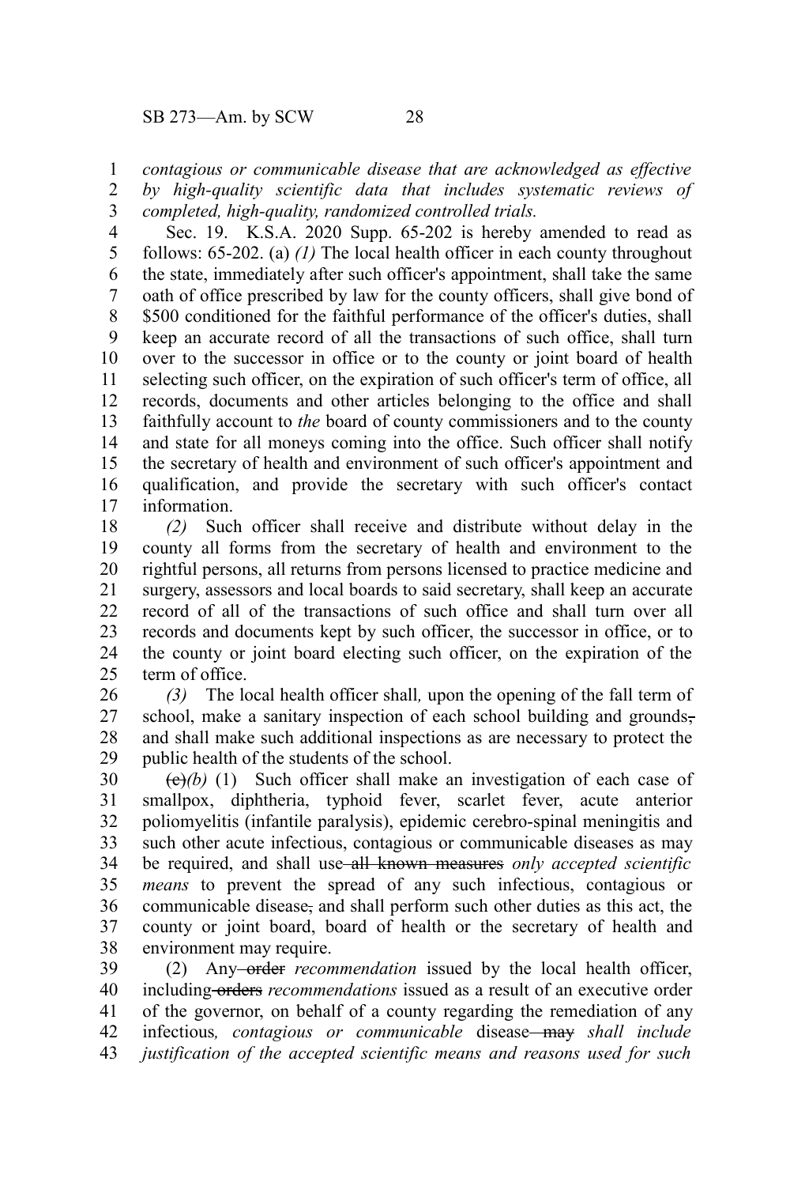*contagious or communicable disease that are acknowledged as effective by high-quality scientific data that includes systematic reviews of completed, high-quality, randomized controlled trials.*

Sec. 19. K.S.A. 2020 Supp. 65-202 is hereby amended to read as follows: 65-202. (a) *(1)* The local health officer in each county throughout the state, immediately after such officer's appointment, shall take the same oath of office prescribed by law for the county officers, shall give bond of $500 conditioned for the faithful performance of the officer's duties, shall keep an accurate record of all the transactions of such office, shall turn over to the successor in office or to the county or joint board of health selecting such officer, on the expiration of such officer's term of office, all records, documents and other articles belonging to the office and shall faithfully account to *the* board of county commissioners and to the county and state for all moneys coming into the office. Such officer shall notify the secretary of health and environment of such officer's appointment and qualification, and provide the secretary with such officer's contact information.

*(2)* Such officer shall receive and distribute without delay in the county all forms from the secretary of health and environment to the rightful persons, all returns from persons licensed to practice medicine and surgery, assessors and local boards to said secretary, shall keep an accurate record of all of the transactions of such office and shall turn over all records and documents kept by such officer, the successor in office, or to the county or joint board electing such officer, on the expiration of the term of office.

*(3)* The local health officer shall*,* upon the opening of the fall term of school, make a sanitary inspection of each school building and grounds~~,~~ and shall make such additional inspections as are necessary to protect the public health of the students of the school.

~~(c)~~*(b)* (1) Such officer shall make an investigation of each case of smallpox, diphtheria, typhoid fever, scarlet fever, acute anterior poliomyelitis (infantile paralysis), epidemic cerebro-spinal meningitis and such other acute infectious, contagious or communicable diseases as may be required, and shall use ~~all known measures~~ *only accepted scientific means* to prevent the spread of any such infectious, contagious or communicable disease~~,~~ and shall perform such other duties as this act, the county or joint board, board of health or the secretary of health and environment may require.

(2) Any ~~order~~ *recommendation* issued by the local health officer, including ~~orders~~ *recommendations* issued as a result of an executive order of the governor, on behalf of a county regarding the remediation of any infectious*, contagious or communicable* disease ~~may~~ *shall include justification of the accepted scientific means and reasons used for such*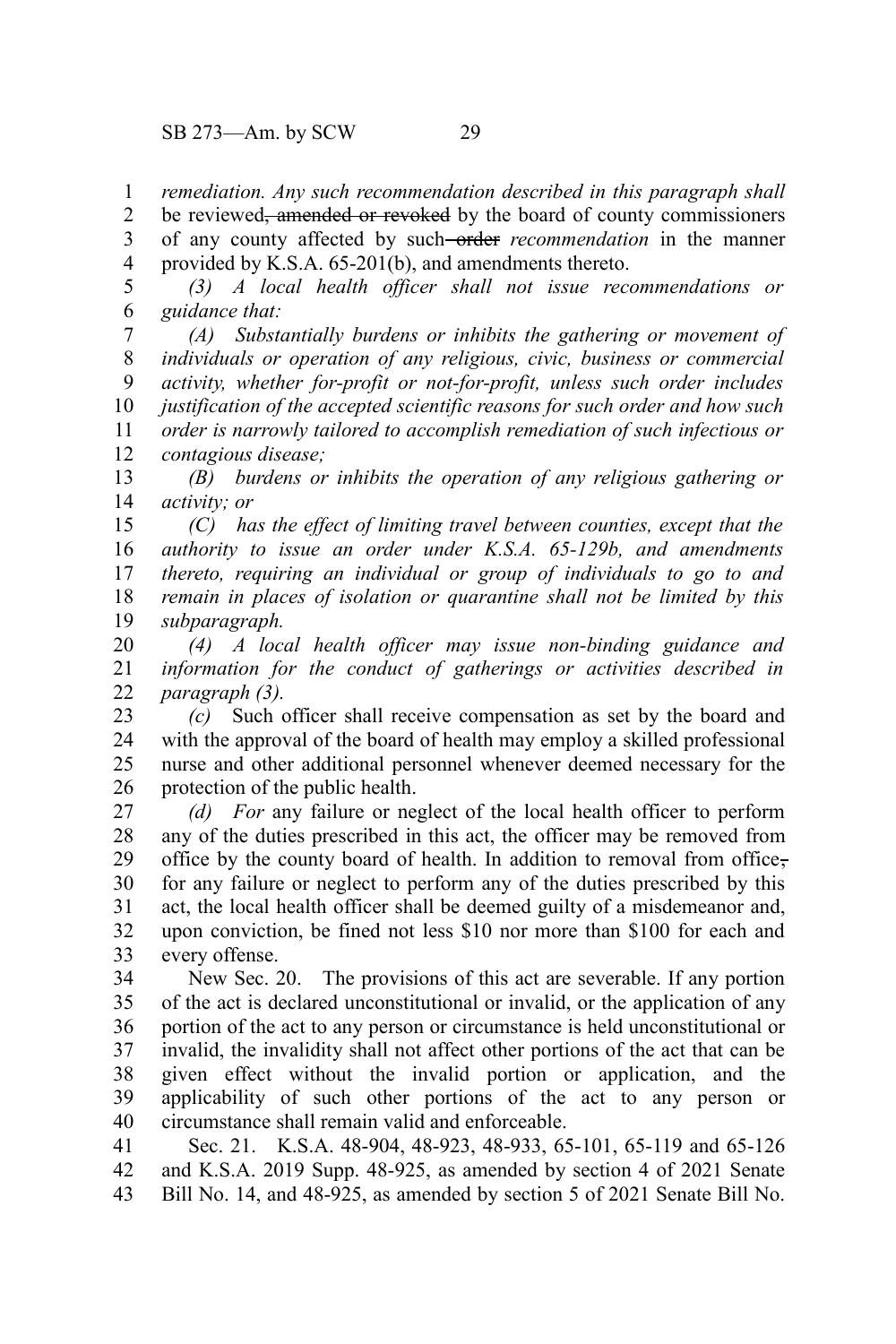*remediation. Any such recommendation described in this paragraph shall* be reviewed~~, amended or revoked~~ by the board of county commissioners of any county affected by such ~~order~~ *recommendation* in the manner provided by K.S.A. 65-201(b), and amendments thereto.

*(3) A local health officer shall not issue recommendations or guidance that:*

*(A) Substantially burdens or inhibits the gathering or movement of individuals or operation of any religious, civic, business or commercial activity, whether for-profit or not-for-profit, unless such order includes justification of the accepted scientific reasons for such order and how such order is narrowly tailored to accomplish remediation of such infectious or contagious disease;*

*(B) burdens or inhibits the operation of any religious gathering or activity; or*

*(C) has the effect of limiting travel between counties, except that the authority to issue an order under K.S.A. 65-129b, and amendments thereto, requiring an individual or group of individuals to go to and remain in places of isolation or quarantine shall not be limited by this subparagraph.*

*(4) A local health officer may issue non-binding guidance and information for the conduct of gatherings or activities described in paragraph (3).*

*(c)* Such officer shall receive compensation as set by the board and with the approval of the board of health may employ a skilled professional nurse and other additional personnel whenever deemed necessary for the protection of the public health.

*(d) For* any failure or neglect of the local health officer to perform any of the duties prescribed in this act, the officer may be removed from office by the county board of health. In addition to removal from office~~,~~ for any failure or neglect to perform any of the duties prescribed by this act, the local health officer shall be deemed guilty of a misdemeanor and, upon conviction, be fined not less $10 nor more than $100 for each and every offense.

New Sec. 20. The provisions of this act are severable. If any portion of the act is declared unconstitutional or invalid, or the application of any portion of the act to any person or circumstance is held unconstitutional or invalid, the invalidity shall not affect other portions of the act that can be given effect without the invalid portion or application, and the applicability of such other portions of the act to any person or circumstance shall remain valid and enforceable.

Sec. 21. K.S.A. 48-904, 48-923, 48-933, 65-101, 65-119 and 65-126 and K.S.A. 2019 Supp. 48-925, as amended by section 4 of 2021 Senate Bill No. 14, and 48-925, as amended by section 5 of 2021 Senate Bill No.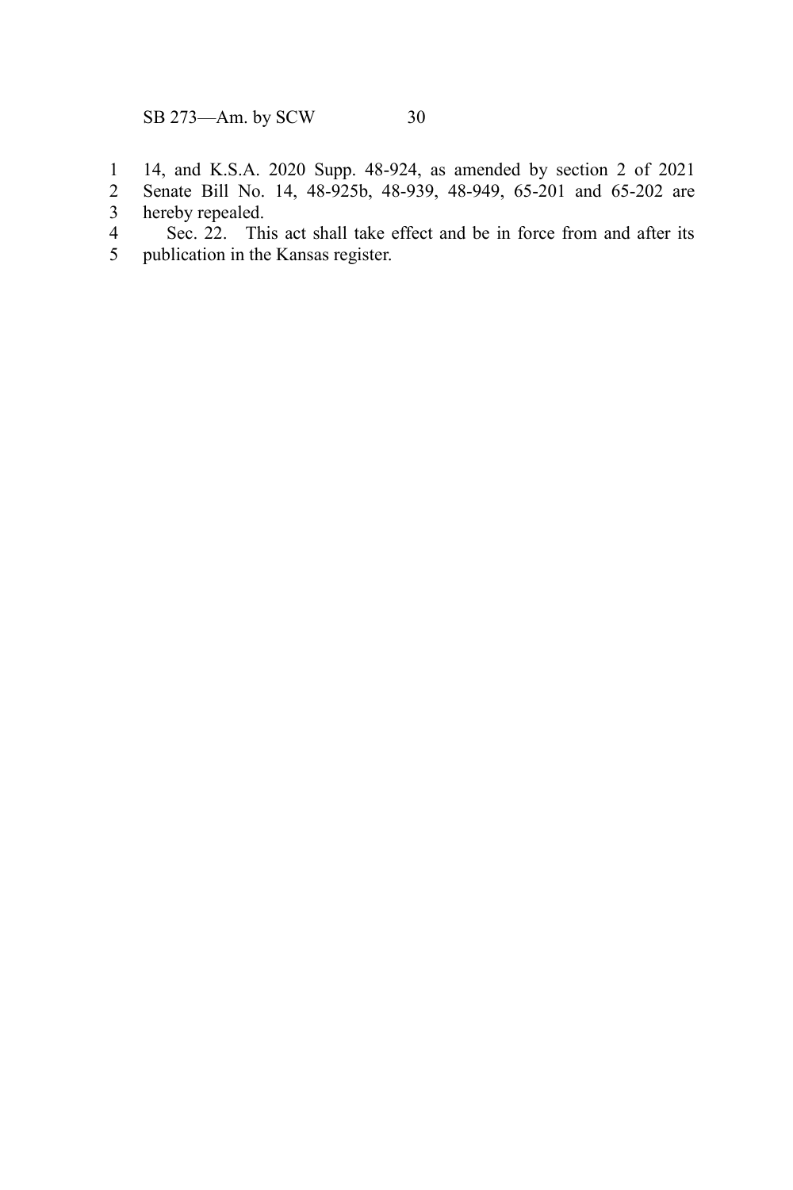14, and K.S.A. 2020 Supp. 48-924, as amended by section 2 of 2021 Senate Bill No. 14, 48-925b, 48-939, 48-949, 65-201 and 65-202 are hereby repealed.

Sec. 22. This act shall take effect and be in force from and after its publication in the Kansas register.